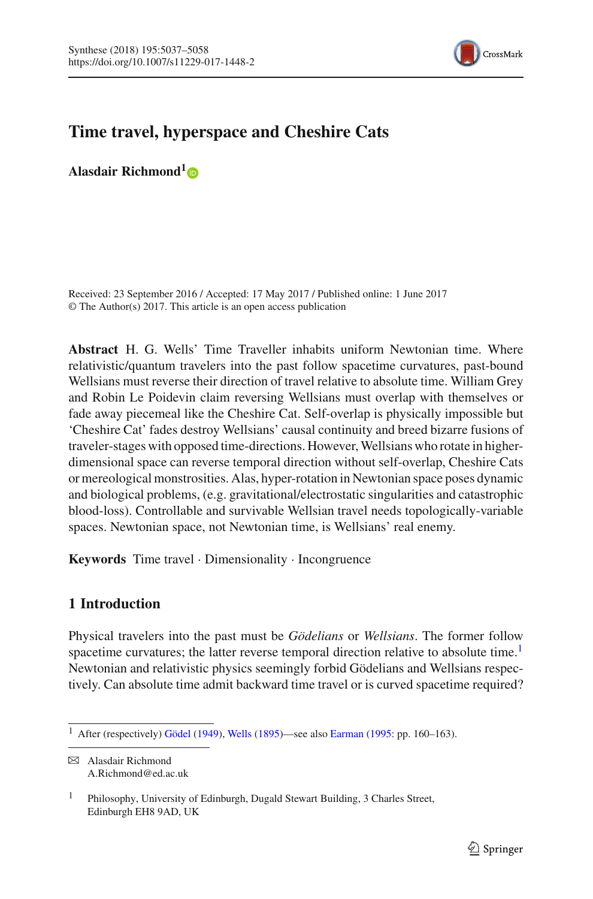# Time travel, hyperspace and Cheshire Cats

**Alasdair Richmond**[1]

Received: 23 September 2016 / Accepted: 17 May 2017 / Published online: 1 June 2017
© The Author(s) 2017. This article is an open access publication

**Abstract** H. G. Wells' Time Traveller inhabits uniform Newtonian time. Where relativistic/quantum travelers into the past follow spacetime curvatures, past-bound Wellsians must reverse their direction of travel relative to absolute time. William Grey and Robin Le Poidevin claim reversing Wellsians must overlap with themselves or fade away piecemeal like the Cheshire Cat. Self-overlap is physically impossible but 'Cheshire Cat' fades destroy Wellsians' causal continuity and breed bizarre fusions of traveler-stages with opposed time-directions. However, Wellsians who rotate in higher-dimensional space can reverse temporal direction without self-overlap, Cheshire Cats or mereological monstrosities. Alas, hyper-rotation in Newtonian space poses dynamic and biological problems, (e.g. gravitational/electrostatic singularities and catastrophic blood-loss). Controllable and survivable Wellsian travel needs topologically-variable spaces. Newtonian space, not Newtonian time, is Wellsians' real enemy.

**Keywords** Time travel · Dimensionality · Incongruence

## 1 Introduction

Physical travelers into the past must be *Gödelians* or *Wellsians*. The former follow spacetime curvatures; the latter reverse temporal direction relative to absolute time.[1] Newtonian and relativistic physics seemingly forbid Gödelians and Wellsians respectively. Can absolute time admit backward time travel or is curved spacetime required?

[1] After (respectively) Gödel (1949), Wells (1895)—see also Earman (1995: pp. 160–163).

✉ Alasdair Richmond
A.Richmond@ed.ac.uk

[1] Philosophy, University of Edinburgh, Dugald Stewart Building, 3 Charles Street, Edinburgh EH8 9AD, UK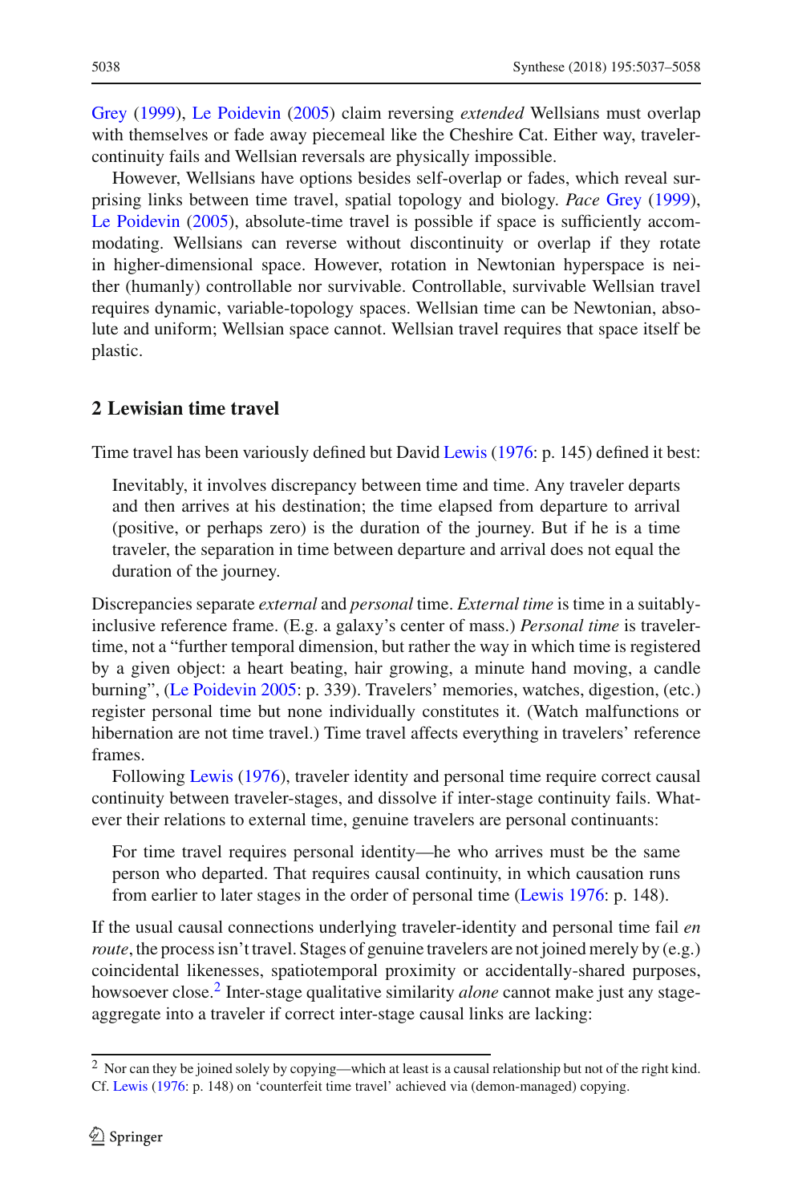Grey (1999), Le Poidevin (2005) claim reversing *extended* Wellsians must overlap with themselves or fade away piecemeal like the Cheshire Cat. Either way, traveler-continuity fails and Wellsian reversals are physically impossible.

However, Wellsians have options besides self-overlap or fades, which reveal surprising links between time travel, spatial topology and biology. *Pace* Grey (1999), Le Poidevin (2005), absolute-time travel is possible if space is sufficiently accommodating. Wellsians can reverse without discontinuity or overlap if they rotate in higher-dimensional space. However, rotation in Newtonian hyperspace is neither (humanly) controllable nor survivable. Controllable, survivable Wellsian travel requires dynamic, variable-topology spaces. Wellsian time can be Newtonian, absolute and uniform; Wellsian space cannot. Wellsian travel requires that space itself be plastic.

## 2 Lewisian time travel

Time travel has been variously defined but David Lewis (1976: p. 145) defined it best:

> Inevitably, it involves discrepancy between time and time. Any traveler departs and then arrives at his destination; the time elapsed from departure to arrival (positive, or perhaps zero) is the duration of the journey. But if he is a time traveler, the separation in time between departure and arrival does not equal the duration of the journey.

Discrepancies separate *external* and *personal* time. *External time* is time in a suitably-inclusive reference frame. (E.g. a galaxy's center of mass.) *Personal time* is traveler-time, not a "further temporal dimension, but rather the way in which time is registered by a given object: a heart beating, hair growing, a minute hand moving, a candle burning", (Le Poidevin 2005: p. 339). Travelers' memories, watches, digestion, (etc.) register personal time but none individually constitutes it. (Watch malfunctions or hibernation are not time travel.) Time travel affects everything in travelers' reference frames.

Following Lewis (1976), traveler identity and personal time require correct causal continuity between traveler-stages, and dissolve if inter-stage continuity fails. Whatever their relations to external time, genuine travelers are personal continuants:

> For time travel requires personal identity—he who arrives must be the same person who departed. That requires causal continuity, in which causation runs from earlier to later stages in the order of personal time (Lewis 1976: p. 148).

If the usual causal connections underlying traveler-identity and personal time fail *en route*, the process isn't travel. Stages of genuine travelers are not joined merely by (e.g.) coincidental likenesses, spatiotemporal proximity or accidentally-shared purposes, howsoever close.[2] Inter-stage qualitative similarity *alone* cannot make just any stage-aggregate into a traveler if correct inter-stage causal links are lacking:

[2] Nor can they be joined solely by copying—which at least is a causal relationship but not of the right kind. Cf. Lewis (1976: p. 148) on 'counterfeit time travel' achieved via (demon-managed) copying.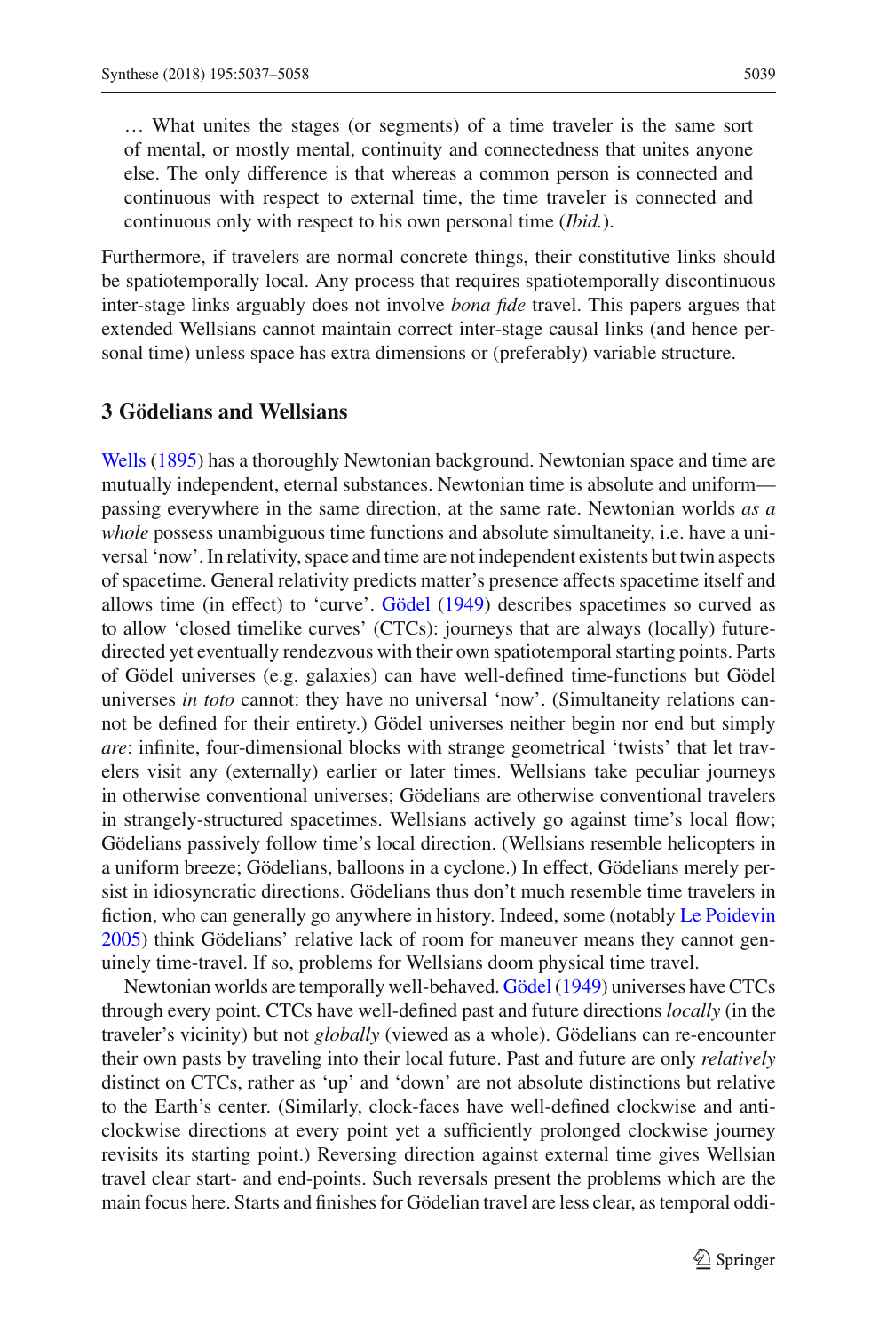> … What unites the stages (or segments) of a time traveler is the same sort of mental, or mostly mental, continuity and connectedness that unites anyone else. The only difference is that whereas a common person is connected and continuous with respect to external time, the time traveler is connected and continuous only with respect to his own personal time (*Ibid.*).

Furthermore, if travelers are normal concrete things, their constitutive links should be spatiotemporally local. Any process that requires spatiotemporally discontinuous inter-stage links arguably does not involve *bona fide* travel. This papers argues that extended Wellsians cannot maintain correct inter-stage causal links (and hence personal time) unless space has extra dimensions or (preferably) variable structure.

## 3 Gödelians and Wellsians

Wells (1895) has a thoroughly Newtonian background. Newtonian space and time are mutually independent, eternal substances. Newtonian time is absolute and uniform—passing everywhere in the same direction, at the same rate. Newtonian worlds *as a whole* possess unambiguous time functions and absolute simultaneity, i.e. have a universal 'now'. In relativity, space and time are not independent existents but twin aspects of spacetime. General relativity predicts matter's presence affects spacetime itself and allows time (in effect) to 'curve'. Gödel (1949) describes spacetimes so curved as to allow 'closed timelike curves' (CTCs): journeys that are always (locally) future-directed yet eventually rendezvous with their own spatiotemporal starting points. Parts of Gödel universes (e.g. galaxies) can have well-defined time-functions but Gödel universes *in toto* cannot: they have no universal 'now'. (Simultaneity relations cannot be defined for their entirety.) Gödel universes neither begin nor end but simply *are*: infinite, four-dimensional blocks with strange geometrical 'twists' that let travelers visit any (externally) earlier or later times. Wellsians take peculiar journeys in otherwise conventional universes; Gödelians are otherwise conventional travelers in strangely-structured spacetimes. Wellsians actively go against time's local flow; Gödelians passively follow time's local direction. (Wellsians resemble helicopters in a uniform breeze; Gödelians, balloons in a cyclone.) In effect, Gödelians merely persist in idiosyncratic directions. Gödelians thus don't much resemble time travelers in fiction, who can generally go anywhere in history. Indeed, some (notably Le Poidevin 2005) think Gödelians' relative lack of room for maneuver means they cannot genuinely time-travel. If so, problems for Wellsians doom physical time travel.

Newtonian worlds are temporally well-behaved. Gödel (1949) universes have CTCs through every point. CTCs have well-defined past and future directions *locally* (in the traveler's vicinity) but not *globally* (viewed as a whole). Gödelians can re-encounter their own pasts by traveling into their local future. Past and future are only *relatively* distinct on CTCs, rather as 'up' and 'down' are not absolute distinctions but relative to the Earth's center. (Similarly, clock-faces have well-defined clockwise and anti-clockwise directions at every point yet a sufficiently prolonged clockwise journey revisits its starting point.) Reversing direction against external time gives Wellsian travel clear start- and end-points. Such reversals present the problems which are the main focus here. Starts and finishes for Gödelian travel are less clear, as temporal oddi-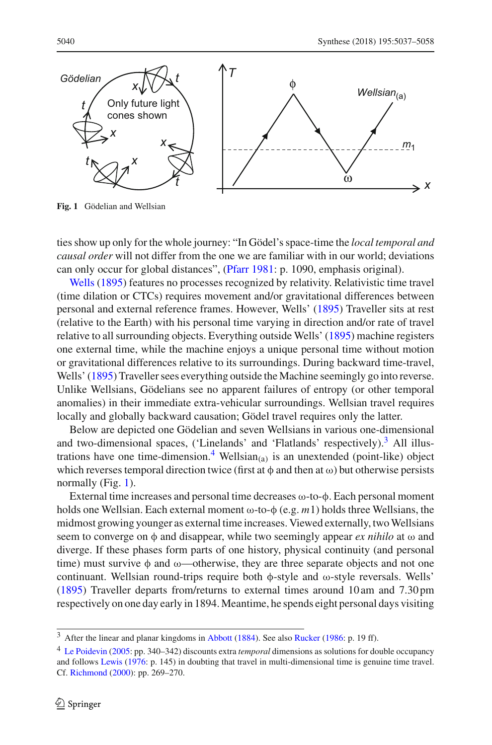Fig. 1 Gödelian and Wellsian

ties show up only for the whole journey: "In Gödel's space-time the *local temporal and causal order* will not differ from the one we are familiar with in our world; deviations can only occur for global distances", (Pfarr 1981: p. 1090, emphasis original).

Wells (1895) features no processes recognized by relativity. Relativistic time travel (time dilation or CTCs) requires movement and/or gravitational differences between personal and external reference frames. However, Wells' (1895) Traveller sits at rest (relative to the Earth) with his personal time varying in direction and/or rate of travel relative to all surrounding objects. Everything outside Wells' (1895) machine registers one external time, while the machine enjoys a unique personal time without motion or gravitational differences relative to its surroundings. During backward time-travel, Wells' (1895) Traveller sees everything outside the Machine seemingly go into reverse. Unlike Wellsians, Gödelians see no apparent failures of entropy (or other temporal anomalies) in their immediate extra-vehicular surroundings. Wellsian travel requires locally and globally backward causation; Gödel travel requires only the latter.

Below are depicted one Gödelian and seven Wellsians in various one-dimensional and two-dimensional spaces, ('Linelands' and 'Flatlands' respectively).[3] All illustrations have one time-dimension.[4] $\text{Wellsian}_{(a)}$ is an unextended (point-like) object which reverses temporal direction twice (first at $\phi$ and then at $\omega$) but otherwise persists normally (Fig. 1).

External time increases and personal time decreases $\omega$-to-$\phi$. Each personal moment holds one Wellsian. Each external moment $\omega$-to-$\phi$ (e.g. $m1$) holds three Wellsians, the midmost growing younger as external time increases. Viewed externally, two Wellsians seem to converge on $\phi$ and disappear, while two seemingly appear *ex nihilo* at $\omega$ and diverge. If these phases form parts of one history, physical continuity (and personal time) must survive $\phi$ and $\omega$—otherwise, they are three separate objects and not one continuant. Wellsian round-trips require both $\phi$-style and $\omega$-style reversals. Wells' (1895) Traveller departs from/returns to external times around 10 am and 7.30 pm respectively on one day early in 1894. Meantime, he spends eight personal days visiting

---

[3] After the linear and planar kingdoms in Abbott (1884). See also Rucker (1986: p. 19 ff).

[4] Le Poidevin (2005: pp. 340–342) discounts extra *temporal* dimensions as solutions for double occupancy and follows Lewis (1976: p. 145) in doubting that travel in multi-dimensional time is genuine time travel. Cf. Richmond (2000): pp. 269–270.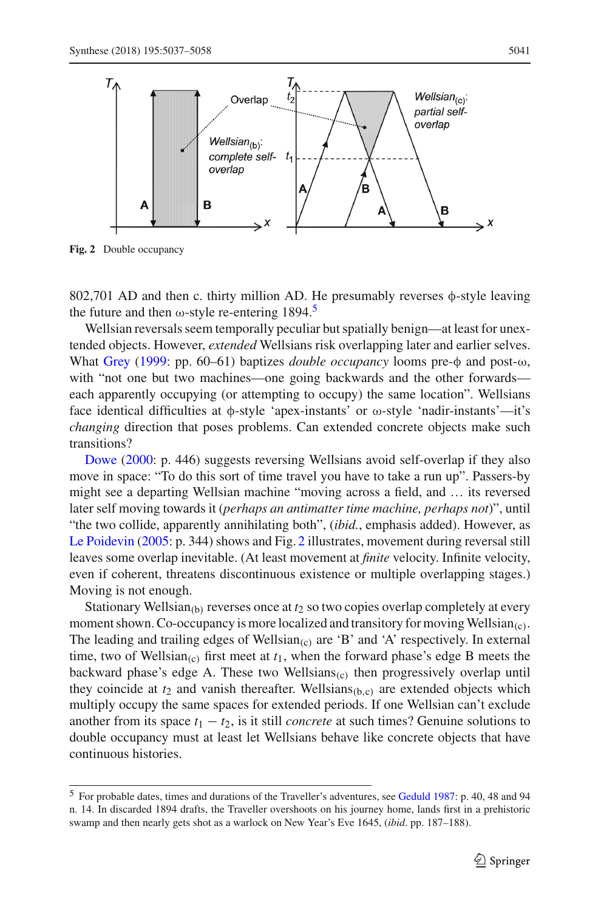Fig. 2 Double occupancy

802,701 AD and then c. thirty million AD. He presumably reverses ϕ-style leaving the future and then ω-style re-entering 1894.[5]

Wellsian reversals seem temporally peculiar but spatially benign—at least for unextended objects. However, *extended* Wellsians risk overlapping later and earlier selves. What Grey (1999: pp. 60–61) baptizes *double occupancy* looms pre-ϕ and post-ω, with "not one but two machines—one going backwards and the other forwards—each apparently occupying (or attempting to occupy) the same location". Wellsians face identical difficulties at ϕ-style 'apex-instants' or ω-style 'nadir-instants'—it's *changing* direction that poses problems. Can extended concrete objects make such transitions?

Dowe (2000: p. 446) suggests reversing Wellsians avoid self-overlap if they also move in space: "To do this sort of time travel you have to take a run up". Passers-by might see a departing Wellsian machine "moving across a field, and … its reversed later self moving towards it (*perhaps an antimatter time machine, perhaps not*)", until "the two collide, apparently annihilating both", (*ibid.*, emphasis added). However, as Le Poidevin (2005: p. 344) shows and Fig. 2 illustrates, movement during reversal still leaves some overlap inevitable. (At least movement at *finite* velocity. Infinite velocity, even if coherent, threatens discontinuous existence or multiple overlapping stages.) Moving is not enough.

Stationary Wellsian$_{(b)}$ reverses once at $t_2$ so two copies overlap completely at every moment shown. Co-occupancy is more localized and transitory for moving Wellsian$_{(c)}$. The leading and trailing edges of Wellsian$_{(c)}$ are 'B' and 'A' respectively. In external time, two of Wellsian$_{(c)}$ first meet at $t_1$, when the forward phase's edge B meets the backward phase's edge A. These two Wellsians$_{(c)}$ then progressively overlap until they coincide at $t_2$ and vanish thereafter. Wellsians$_{(b,c)}$ are extended objects which multiply occupy the same spaces for extended periods. If one Wellsian can't exclude another from its space $t_1 - t_2$, is it still *concrete* at such times? Genuine solutions to double occupancy must at least let Wellsians behave like concrete objects that have continuous histories.

[5] For probable dates, times and durations of the Traveller's adventures, see Geduld 1987: p. 40, 48 and 94 n. 14. In discarded 1894 drafts, the Traveller overshoots on his journey home, lands first in a prehistoric swamp and then nearly gets shot as a warlock on New Year's Eve 1645, (*ibid*. pp. 187–188).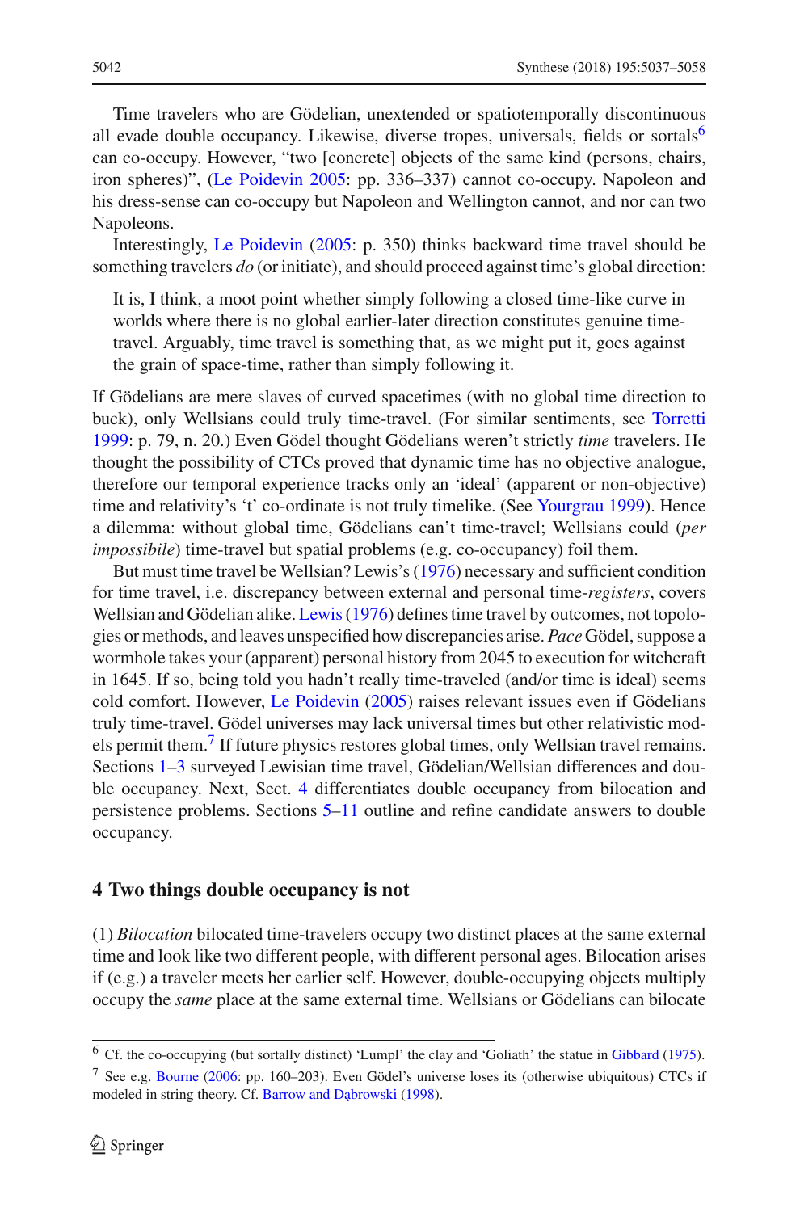Time travelers who are Gödelian, unextended or spatiotemporally discontinuous all evade double occupancy. Likewise, diverse tropes, universals, fields or sortals[6] can co-occupy. However, "two [concrete] objects of the same kind (persons, chairs, iron spheres)", (Le Poidevin 2005: pp. 336–337) cannot co-occupy. Napoleon and his dress-sense can co-occupy but Napoleon and Wellington cannot, and nor can two Napoleons.

Interestingly, Le Poidevin (2005: p. 350) thinks backward time travel should be something travelers *do* (or initiate), and should proceed against time's global direction:

> It is, I think, a moot point whether simply following a closed time-like curve in worlds where there is no global earlier-later direction constitutes genuine time-travel. Arguably, time travel is something that, as we might put it, goes against the grain of space-time, rather than simply following it.

If Gödelians are mere slaves of curved spacetimes (with no global time direction to buck), only Wellsians could truly time-travel. (For similar sentiments, see Torretti 1999: p. 79, n. 20.) Even Gödel thought Gödelians weren't strictly *time* travelers. He thought the possibility of CTCs proved that dynamic time has no objective analogue, therefore our temporal experience tracks only an 'ideal' (apparent or non-objective) time and relativity's 't' co-ordinate is not truly timelike. (See Yourgrau 1999). Hence a dilemma: without global time, Gödelians can't time-travel; Wellsians could (*per impossibile*) time-travel but spatial problems (e.g. co-occupancy) foil them.

But must time travel be Wellsian? Lewis's (1976) necessary and sufficient condition for time travel, i.e. discrepancy between external and personal time-*registers*, covers Wellsian and Gödelian alike. Lewis (1976) defines time travel by outcomes, not topologies or methods, and leaves unspecified how discrepancies arise. *Pace* Gödel, suppose a wormhole takes your (apparent) personal history from 2045 to execution for witchcraft in 1645. If so, being told you hadn't really time-traveled (and/or time is ideal) seems cold comfort. However, Le Poidevin (2005) raises relevant issues even if Gödelians truly time-travel. Gödel universes may lack universal times but other relativistic models permit them.[7] If future physics restores global times, only Wellsian travel remains. Sections 1–3 surveyed Lewisian time travel, Gödelian/Wellsian differences and double occupancy. Next, Sect. 4 differentiates double occupancy from bilocation and persistence problems. Sections 5–11 outline and refine candidate answers to double occupancy.

## 4 Two things double occupancy is not

(1) *Bilocation* bilocated time-travelers occupy two distinct places at the same external time and look like two different people, with different personal ages. Bilocation arises if (e.g.) a traveler meets her earlier self. However, double-occupying objects multiply occupy the *same* place at the same external time. Wellsians or Gödelians can bilocate

---

[6] Cf. the co-occupying (but sortally distinct) 'Lumpl' the clay and 'Goliath' the statue in Gibbard (1975).

[7] See e.g. Bourne (2006: pp. 160–203). Even Gödel's universe loses its (otherwise ubiquitous) CTCs if modeled in string theory. Cf. Barrow and Dąbrowski (1998).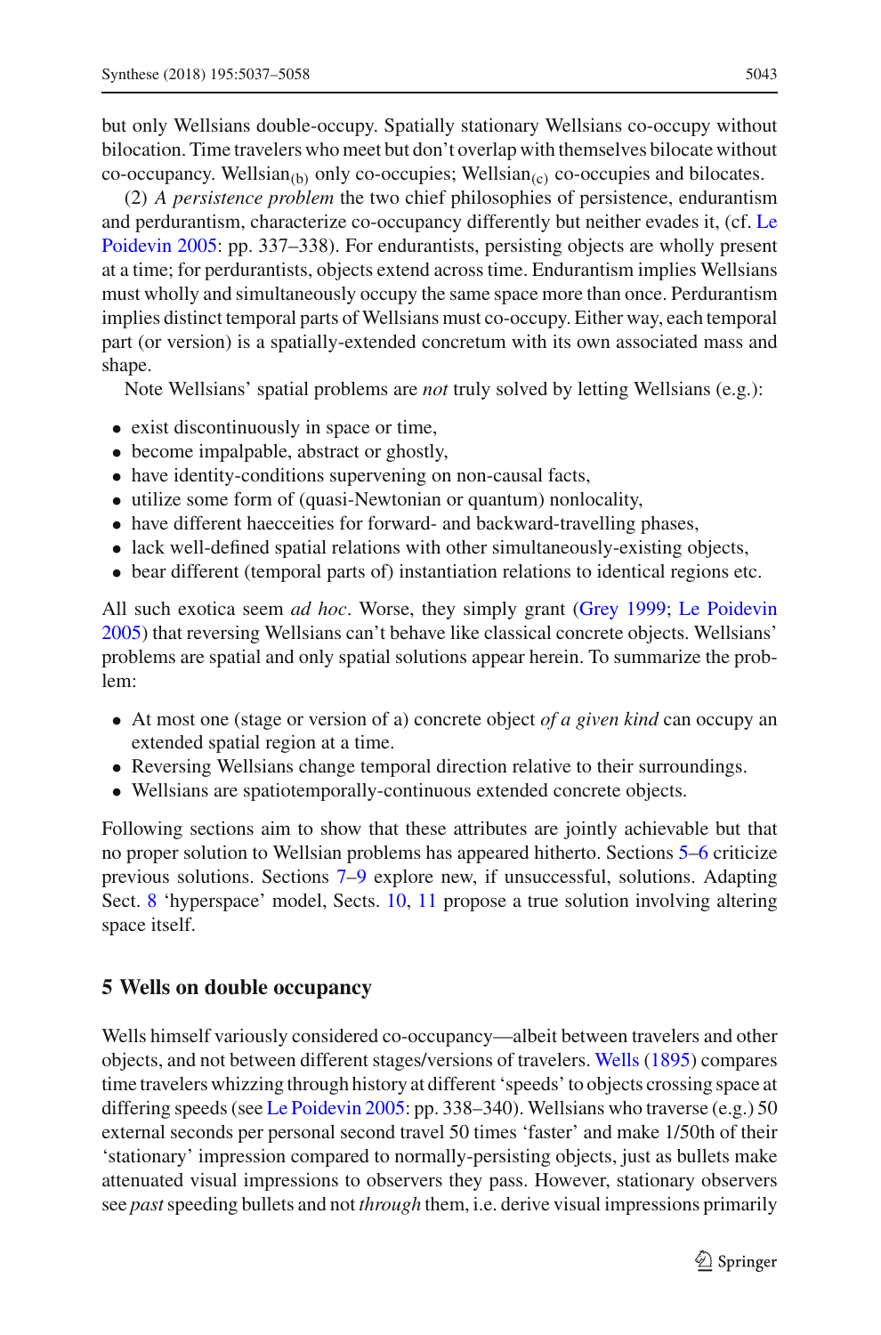but only Wellsians double-occupy. Spatially stationary Wellsians co-occupy without bilocation. Time travelers who meet but don't overlap with themselves bilocate without co-occupancy. $\text{Wellsian}_{(b)}$ only co-occupies; $\text{Wellsian}_{(c)}$ co-occupies and bilocates.

(2) *A persistence problem* the two chief philosophies of persistence, endurantism and perdurantism, characterize co-occupancy differently but neither evades it, (cf. Le Poidevin 2005: pp. 337–338). For endurantists, persisting objects are wholly present at a time; for perdurantists, objects extend across time. Endurantism implies Wellsians must wholly and simultaneously occupy the same space more than once. Perdurantism implies distinct temporal parts of Wellsians must co-occupy. Either way, each temporal part (or version) is a spatially-extended concretum with its own associated mass and shape.

Note Wellsians' spatial problems are *not* truly solved by letting Wellsians (e.g.):

- exist discontinuously in space or time,
- become impalpable, abstract or ghostly,
- have identity-conditions supervening on non-causal facts,
- utilize some form of (quasi-Newtonian or quantum) nonlocality,
- have different haecceities for forward- and backward-travelling phases,
- lack well-defined spatial relations with other simultaneously-existing objects,
- bear different (temporal parts of) instantiation relations to identical regions etc.

All such exotica seem *ad hoc*. Worse, they simply grant (Grey 1999; Le Poidevin 2005) that reversing Wellsians can't behave like classical concrete objects. Wellsians' problems are spatial and only spatial solutions appear herein. To summarize the problem:

- At most one (stage or version of a) concrete object *of a given kind* can occupy an extended spatial region at a time.
- Reversing Wellsians change temporal direction relative to their surroundings.
- Wellsians are spatiotemporally-continuous extended concrete objects.

Following sections aim to show that these attributes are jointly achievable but that no proper solution to Wellsian problems has appeared hitherto. Sections 5–6 criticize previous solutions. Sections 7–9 explore new, if unsuccessful, solutions. Adapting Sect. 8 'hyperspace' model, Sects. 10, 11 propose a true solution involving altering space itself.

## 5 Wells on double occupancy

Wells himself variously considered co-occupancy—albeit between travelers and other objects, and not between different stages/versions of travelers. Wells (1895) compares time travelers whizzing through history at different 'speeds' to objects crossing space at differing speeds (see Le Poidevin 2005: pp. 338–340). Wellsians who traverse (e.g.) 50 external seconds per personal second travel 50 times 'faster' and make 1/50th of their 'stationary' impression compared to normally-persisting objects, just as bullets make attenuated visual impressions to observers they pass. However, stationary observers see *past* speeding bullets and not *through* them, i.e. derive visual impressions primarily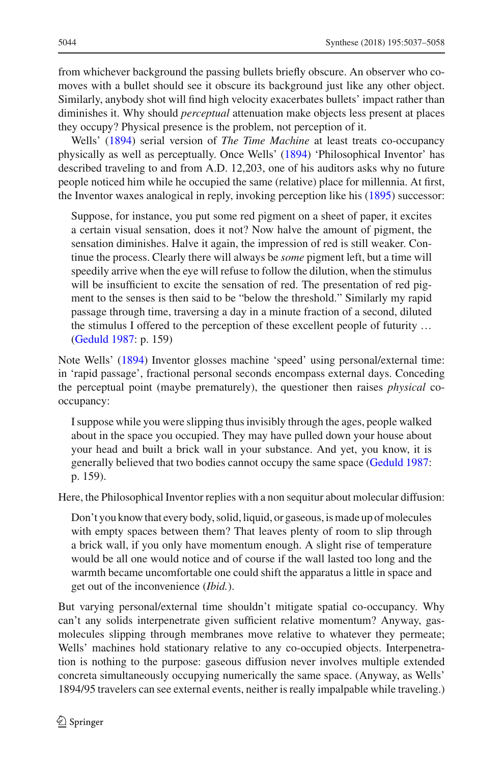from whichever background the passing bullets briefly obscure. An observer who co-moves with a bullet should see it obscure its background just like any other object. Similarly, anybody shot will find high velocity exacerbates bullets' impact rather than diminishes it. Why should *perceptual* attenuation make objects less present at places they occupy? Physical presence is the problem, not perception of it.

Wells' (1894) serial version of *The Time Machine* at least treats co-occupancy physically as well as perceptually. Once Wells' (1894) 'Philosophical Inventor' has described traveling to and from A.D. 12,203, one of his auditors asks why no future people noticed him while he occupied the same (relative) place for millennia. At first, the Inventor waxes analogical in reply, invoking perception like his (1895) successor:

> Suppose, for instance, you put some red pigment on a sheet of paper, it excites a certain visual sensation, does it not? Now halve the amount of pigment, the sensation diminishes. Halve it again, the impression of red is still weaker. Continue the process. Clearly there will always be *some* pigment left, but a time will speedily arrive when the eye will refuse to follow the dilution, when the stimulus will be insufficient to excite the sensation of red. The presentation of red pigment to the senses is then said to be "below the threshold." Similarly my rapid passage through time, traversing a day in a minute fraction of a second, diluted the stimulus I offered to the perception of these excellent people of futurity … (Geduld 1987: p. 159)

Note Wells' (1894) Inventor glosses machine 'speed' using personal/external time: in 'rapid passage', fractional personal seconds encompass external days. Conceding the perceptual point (maybe prematurely), the questioner then raises *physical* co-occupancy:

> I suppose while you were slipping thus invisibly through the ages, people walked about in the space you occupied. They may have pulled down your house about your head and built a brick wall in your substance. And yet, you know, it is generally believed that two bodies cannot occupy the same space (Geduld 1987: p. 159).

Here, the Philosophical Inventor replies with a non sequitur about molecular diffusion:

> Don't you know that every body, solid, liquid, or gaseous, is made up of molecules with empty spaces between them? That leaves plenty of room to slip through a brick wall, if you only have momentum enough. A slight rise of temperature would be all one would notice and of course if the wall lasted too long and the warmth became uncomfortable one could shift the apparatus a little in space and get out of the inconvenience (*Ibid.*).

But varying personal/external time shouldn't mitigate spatial co-occupancy. Why can't any solids interpenetrate given sufficient relative momentum? Anyway, gas-molecules slipping through membranes move relative to whatever they permeate; Wells' machines hold stationary relative to any co-occupied objects. Interpenetration is nothing to the purpose: gaseous diffusion never involves multiple extended concreta simultaneously occupying numerically the same space. (Anyway, as Wells' 1894/95 travelers can see external events, neither is really impalpable while traveling.)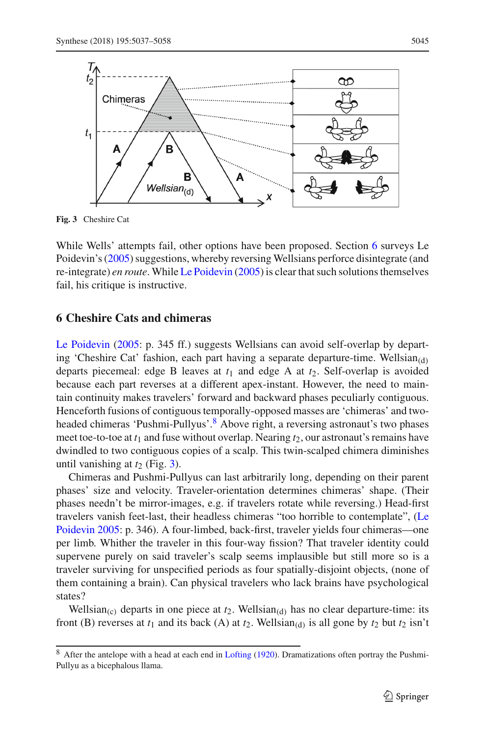Fig. 3 Cheshire Cat

While Wells' attempts fail, other options have been proposed. Section 6 surveys Le Poidevin's (2005) suggestions, whereby reversing Wellsians perforce disintegrate (and re-integrate) *en route*. While Le Poidevin (2005) is clear that such solutions themselves fail, his critique is instructive.

## 6 Cheshire Cats and chimeras

Le Poidevin (2005: p. 345 ff.) suggests Wellsians can avoid self-overlap by departing 'Cheshire Cat' fashion, each part having a separate departure-time. Wellsian$_{(d)}$ departs piecemeal: edge B leaves at $t_1$ and edge A at $t_2$. Self-overlap is avoided because each part reverses at a different apex-instant. However, the need to maintain continuity makes travelers' forward and backward phases peculiarly contiguous. Henceforth fusions of contiguous temporally-opposed masses are 'chimeras' and two-headed chimeras 'Pushmi-Pullyus'.[8] Above right, a reversing astronaut's two phases meet toe-to-toe at $t_1$ and fuse without overlap. Nearing $t_2$, our astronaut's remains have dwindled to two contiguous copies of a scalp. This twin-scalped chimera diminishes until vanishing at $t_2$ (Fig. 3).

Chimeras and Pushmi-Pullyus can last arbitrarily long, depending on their parent phases' size and velocity. Traveler-orientation determines chimeras' shape. (Their phases needn't be mirror-images, e.g. if travelers rotate while reversing.) Head-first travelers vanish feet-last, their headless chimeras "too horrible to contemplate", (Le Poidevin 2005: p. 346). A four-limbed, back-first, traveler yields four chimeras—one per limb. Whither the traveler in this four-way fission? That traveler identity could supervene purely on said traveler's scalp seems implausible but still more so is a traveler surviving for unspecified periods as four spatially-disjoint objects, (none of them containing a brain). Can physical travelers who lack brains have psychological states?

Wellsian$_{(c)}$ departs in one piece at $t_2$. Wellsian$_{(d)}$ has no clear departure-time: its front (B) reverses at $t_1$ and its back (A) at $t_2$. Wellsian$_{(d)}$ is all gone by $t_2$ but $t_2$ isn't

[8] After the antelope with a head at each end in Lofting (1920). Dramatizations often portray the Pushmi-Pullyu as a bicephalous llama.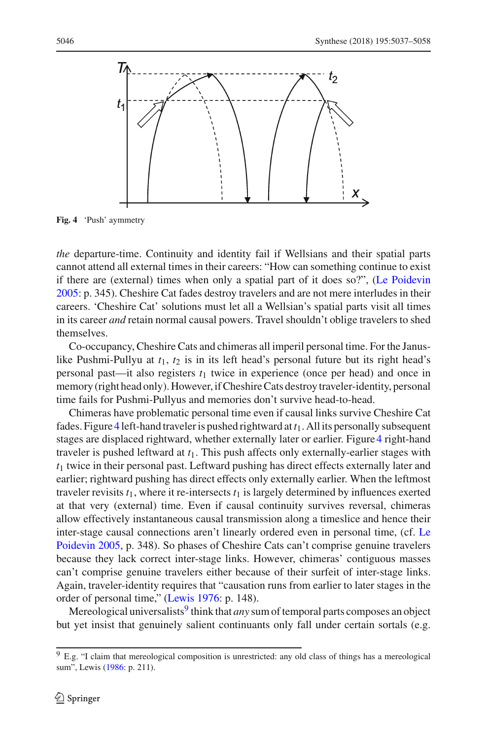Fig. 4 'Push' aymmetry

*the* departure-time. Continuity and identity fail if Wellsians and their spatial parts cannot attend all external times in their careers: "How can something continue to exist if there are (external) times when only a spatial part of it does so?", (Le Poidevin 2005: p. 345). Cheshire Cat fades destroy travelers and are not mere interludes in their careers. 'Cheshire Cat' solutions must let all a Wellsian's spatial parts visit all times in its career *and* retain normal causal powers. Travel shouldn't oblige travelers to shed themselves.

Co-occupancy, Cheshire Cats and chimeras all imperil personal time. For the Janus-like Pushmi-Pullyu at $t_1$, $t_2$ is in its left head's personal future but its right head's personal past—it also registers $t_1$ twice in experience (once per head) and once in memory (right head only). However, if Cheshire Cats destroy traveler-identity, personal time fails for Pushmi-Pullyus and memories don't survive head-to-head.

Chimeras have problematic personal time even if causal links survive Cheshire Cat fades. Figure 4 left-hand traveler is pushed rightward at $t_1$. All its personally subsequent stages are displaced rightward, whether externally later or earlier. Figure 4 right-hand traveler is pushed leftward at $t_1$. This push affects only externally-earlier stages with $t_1$ twice in their personal past. Leftward pushing has direct effects externally later and earlier; rightward pushing has direct effects only externally earlier. When the leftmost traveler revisits $t_1$, where it re-intersects $t_1$ is largely determined by influences exerted at that very (external) time. Even if causal continuity survives reversal, chimeras allow effectively instantaneous causal transmission along a timeslice and hence their inter-stage causal connections aren't linearly ordered even in personal time, (cf. Le Poidevin 2005, p. 348). So phases of Cheshire Cats can't comprise genuine travelers because they lack correct inter-stage links. However, chimeras' contiguous masses can't comprise genuine travelers either because of their surfeit of inter-stage links. Again, traveler-identity requires that "causation runs from earlier to later stages in the order of personal time," (Lewis 1976: p. 148).

Mereological universalists[9] think that *any* sum of temporal parts composes an object but yet insist that genuinely salient continuants only fall under certain sortals (e.g.

---

[9] E.g. "I claim that mereological composition is unrestricted: any old class of things has a mereological sum", Lewis (1986: p. 211).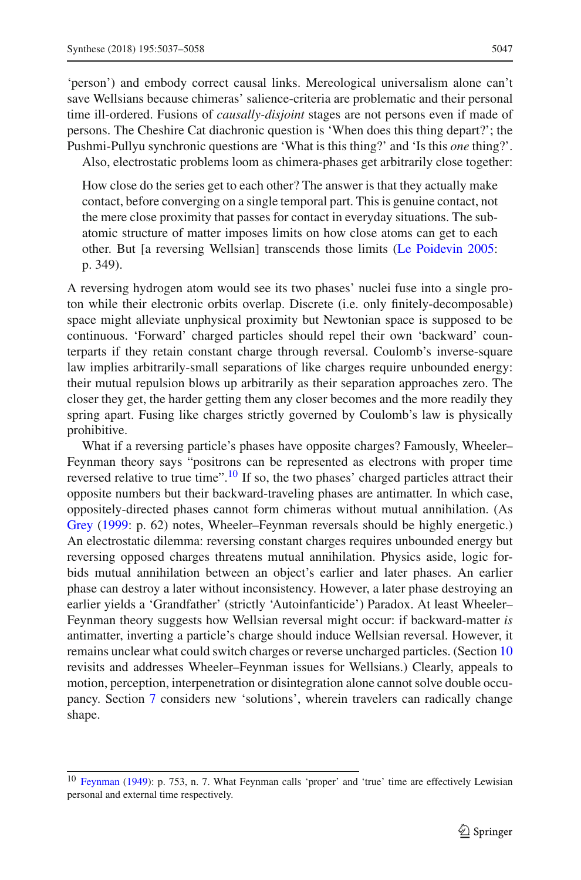'person') and embody correct causal links. Mereological universalism alone can't save Wellsians because chimeras' salience-criteria are problematic and their personal time ill-ordered. Fusions of *causally-disjoint* stages are not persons even if made of persons. The Cheshire Cat diachronic question is 'When does this thing depart?'; the Pushmi-Pullyu synchronic questions are 'What is this thing?' and 'Is this *one* thing?'.

Also, electrostatic problems loom as chimera-phases get arbitrarily close together:

> How close do the series get to each other? The answer is that they actually make contact, before converging on a single temporal part. This is genuine contact, not the mere close proximity that passes for contact in everyday situations. The subatomic structure of matter imposes limits on how close atoms can get to each other. But [a reversing Wellsian] transcends those limits (Le Poidevin 2005: p. 349).

A reversing hydrogen atom would see its two phases' nuclei fuse into a single proton while their electronic orbits overlap. Discrete (i.e. only finitely-decomposable) space might alleviate unphysical proximity but Newtonian space is supposed to be continuous. 'Forward' charged particles should repel their own 'backward' counterparts if they retain constant charge through reversal. Coulomb's inverse-square law implies arbitrarily-small separations of like charges require unbounded energy: their mutual repulsion blows up arbitrarily as their separation approaches zero. The closer they get, the harder getting them any closer becomes and the more readily they spring apart. Fusing like charges strictly governed by Coulomb's law is physically prohibitive.

What if a reversing particle's phases have opposite charges? Famously, Wheeler–Feynman theory says "positrons can be represented as electrons with proper time reversed relative to true time".[10] If so, the two phases' charged particles attract their opposite numbers but their backward-traveling phases are antimatter. In which case, oppositely-directed phases cannot form chimeras without mutual annihilation. (As Grey (1999: p. 62) notes, Wheeler–Feynman reversals should be highly energetic.) An electrostatic dilemma: reversing constant charges requires unbounded energy but reversing opposed charges threatens mutual annihilation. Physics aside, logic forbids mutual annihilation between an object's earlier and later phases. An earlier phase can destroy a later without inconsistency. However, a later phase destroying an earlier yields a 'Grandfather' (strictly 'Autoinfanticide') Paradox. At least Wheeler–Feynman theory suggests how Wellsian reversal might occur: if backward-matter *is* antimatter, inverting a particle's charge should induce Wellsian reversal. However, it remains unclear what could switch charges or reverse uncharged particles. (Section 10 revisits and addresses Wheeler–Feynman issues for Wellsians.) Clearly, appeals to motion, perception, interpenetration or disintegration alone cannot solve double occupancy. Section 7 considers new 'solutions', wherein travelers can radically change shape.

---

[10] Feynman (1949): p. 753, n. 7. What Feynman calls 'proper' and 'true' time are effectively Lewisian personal and external time respectively.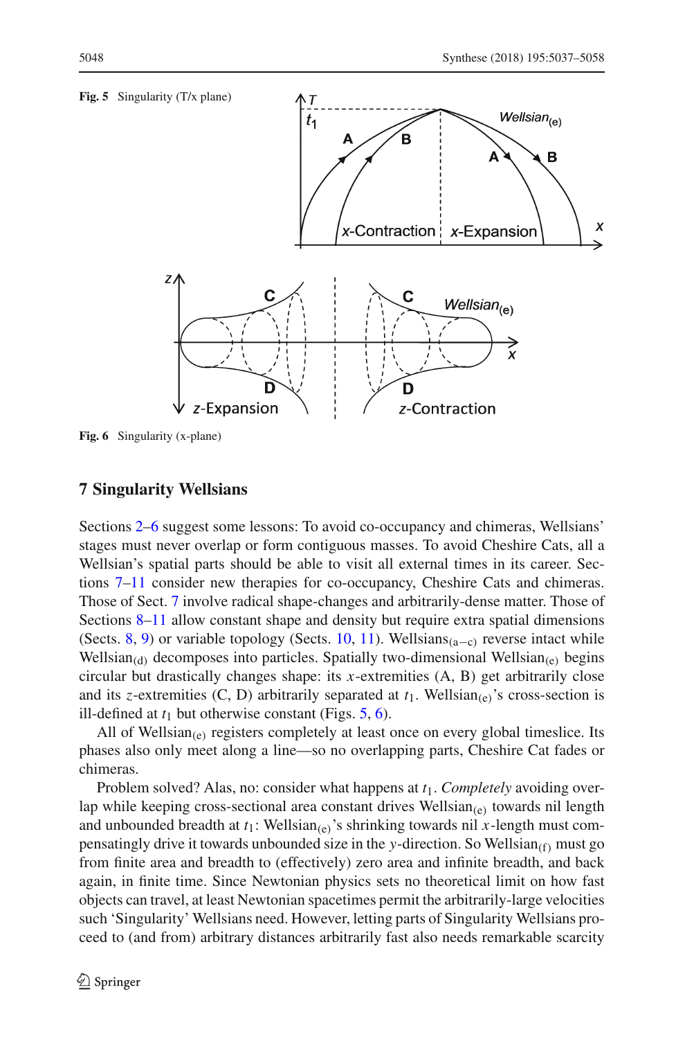**Fig. 5** Singularity (T/x plane)

**Fig. 6** Singularity (x-plane)

## 7 Singularity Wellsians

Sections 2–6 suggest some lessons: To avoid co-occupancy and chimeras, Wellsians' stages must never overlap or form contiguous masses. To avoid Cheshire Cats, all a Wellsian's spatial parts should be able to visit all external times in its career. Sections 7–11 consider new therapies for co-occupancy, Cheshire Cats and chimeras. Those of Sect. 7 involve radical shape-changes and arbitrarily-dense matter. Those of Sections 8–11 allow constant shape and density but require extra spatial dimensions (Sects. 8, 9) or variable topology (Sects. 10, 11). $\text{Wellsians}_{(a-c)}$ reverse intact while $\text{Wellsian}_{(d)}$ decomposes into particles. Spatially two-dimensional $\text{Wellsian}_{(e)}$ begins circular but drastically changes shape: its $x$-extremities (A, B) get arbitrarily close and its $z$-extremities (C, D) arbitrarily separated at $t_1$. $\text{Wellsian}_{(e)}$'s cross-section is ill-defined at $t_1$ but otherwise constant (Figs. 5, 6).

All of $\text{Wellsian}_{(e)}$ registers completely at least once on every global timeslice. Its phases also only meet along a line—so no overlapping parts, Cheshire Cat fades or chimeras.

Problem solved? Alas, no: consider what happens at $t_1$. *Completely* avoiding overlap while keeping cross-sectional area constant drives $\text{Wellsian}_{(e)}$ towards nil length and unbounded breadth at $t_1$: $\text{Wellsian}_{(e)}$'s shrinking towards nil $x$-length must compensatingly drive it towards unbounded size in the $y$-direction. So $\text{Wellsian}_{(f)}$ must go from finite area and breadth to (effectively) zero area and infinite breadth, and back again, in finite time. Since Newtonian physics sets no theoretical limit on how fast objects can travel, at least Newtonian spacetimes permit the arbitrarily-large velocities such 'Singularity' Wellsians need. However, letting parts of Singularity Wellsians proceed to (and from) arbitrary distances arbitrarily fast also needs remarkable scarcity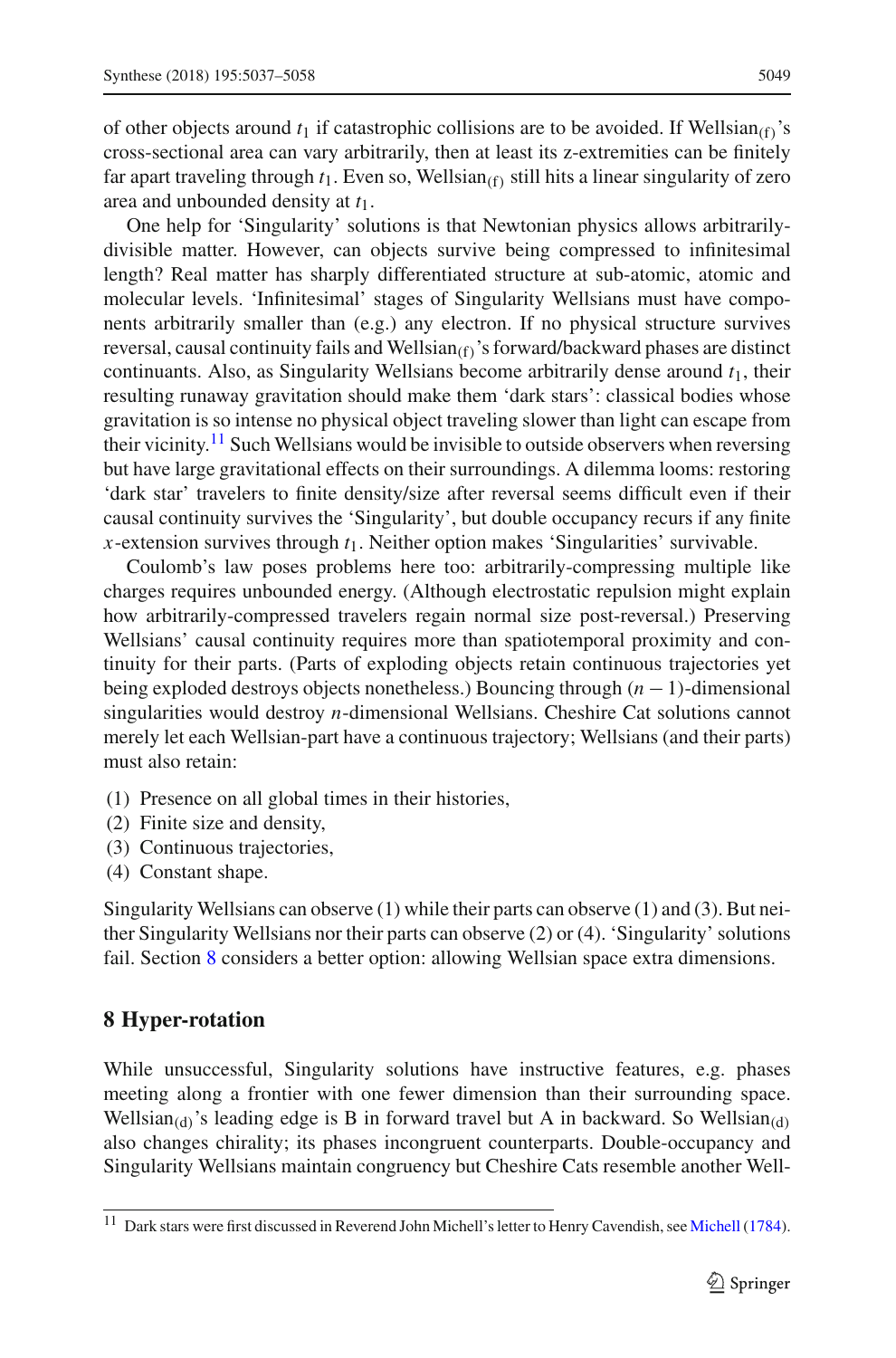of other objects around $t_1$ if catastrophic collisions are to be avoided. If Wellsian$_{(f)}$'s cross-sectional area can vary arbitrarily, then at least its z-extremities can be finitely far apart traveling through $t_1$. Even so, Wellsian$_{(f)}$ still hits a linear singularity of zero area and unbounded density at $t_1$.

One help for 'Singularity' solutions is that Newtonian physics allows arbitrarily-divisible matter. However, can objects survive being compressed to infinitesimal length? Real matter has sharply differentiated structure at sub-atomic, atomic and molecular levels. 'Infinitesimal' stages of Singularity Wellsians must have components arbitrarily smaller than (e.g.) any electron. If no physical structure survives reversal, causal continuity fails and Wellsian$_{(f)}$'s forward/backward phases are distinct continuants. Also, as Singularity Wellsians become arbitrarily dense around $t_1$, their resulting runaway gravitation should make them 'dark stars': classical bodies whose gravitation is so intense no physical object traveling slower than light can escape from their vicinity.[11] Such Wellsians would be invisible to outside observers when reversing but have large gravitational effects on their surroundings. A dilemma looms: restoring 'dark star' travelers to finite density/size after reversal seems difficult even if their causal continuity survives the 'Singularity', but double occupancy recurs if any finite $x$-extension survives through $t_1$. Neither option makes 'Singularities' survivable.

Coulomb's law poses problems here too: arbitrarily-compressing multiple like charges requires unbounded energy. (Although electrostatic repulsion might explain how arbitrarily-compressed travelers regain normal size post-reversal.) Preserving Wellsians' causal continuity requires more than spatiotemporal proximity and continuity for their parts. (Parts of exploding objects retain continuous trajectories yet being exploded destroys objects nonetheless.) Bouncing through $(n-1)$-dimensional singularities would destroy $n$-dimensional Wellsians. Cheshire Cat solutions cannot merely let each Wellsian-part have a continuous trajectory; Wellsians (and their parts) must also retain:

(1) Presence on all global times in their histories,
(2) Finite size and density,
(3) Continuous trajectories,
(4) Constant shape.

Singularity Wellsians can observe (1) while their parts can observe (1) and (3). But neither Singularity Wellsians nor their parts can observe (2) or (4). 'Singularity' solutions fail. Section 8 considers a better option: allowing Wellsian space extra dimensions.

## 8 Hyper-rotation

While unsuccessful, Singularity solutions have instructive features, e.g. phases meeting along a frontier with one fewer dimension than their surrounding space. Wellsian$_{(d)}$'s leading edge is B in forward travel but A in backward. So Wellsian$_{(d)}$ also changes chirality; its phases incongruent counterparts. Double-occupancy and Singularity Wellsians maintain congruency but Cheshire Cats resemble another Well-

[11] Dark stars were first discussed in Reverend John Michell's letter to Henry Cavendish, see Michell (1784).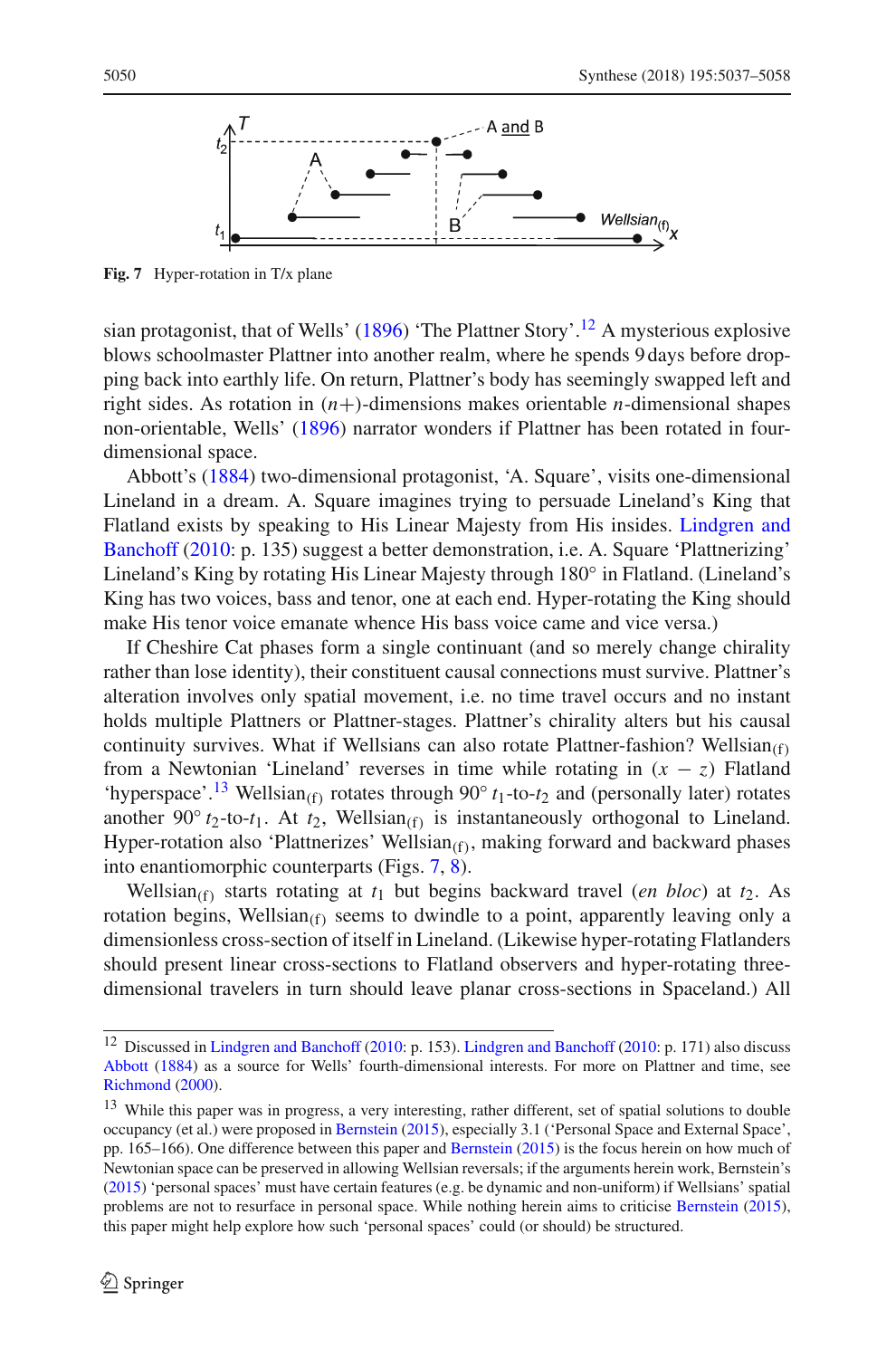Fig. 7 Hyper-rotation in T/x plane

sian protagonist, that of Wells' (1896) 'The Plattner Story'.[12] A mysterious explosive blows schoolmaster Plattner into another realm, where he spends 9 days before dropping back into earthly life. On return, Plattner's body has seemingly swapped left and right sides. As rotation in ($n$+)-dimensions makes orientable $n$-dimensional shapes non-orientable, Wells' (1896) narrator wonders if Plattner has been rotated in four-dimensional space.

Abbott's (1884) two-dimensional protagonist, 'A. Square', visits one-dimensional Lineland in a dream. A. Square imagines trying to persuade Lineland's King that Flatland exists by speaking to His Linear Majesty from His insides. Lindgren and Banchoff (2010: p. 135) suggest a better demonstration, i.e. A. Square 'Plattnerizing' Lineland's King by rotating His Linear Majesty through 180° in Flatland. (Lineland's King has two voices, bass and tenor, one at each end. Hyper-rotating the King should make His tenor voice emanate whence His bass voice came and vice versa.)

If Cheshire Cat phases form a single continuant (and so merely change chirality rather than lose identity), their constituent causal connections must survive. Plattner's alteration involves only spatial movement, i.e. no time travel occurs and no instant holds multiple Plattners or Plattner-stages. Plattner's chirality alters but his causal continuity survives. What if Wellsians can also rotate Plattner-fashion? Wellsian$_{(f)}$ from a Newtonian 'Lineland' reverses in time while rotating in $(x - z)$ Flatland 'hyperspace'.[13] Wellsian$_{(f)}$ rotates through 90° $t_1$-to-$t_2$ and (personally later) rotates another 90° $t_2$-to-$t_1$. At $t_2$, Wellsian$_{(f)}$ is instantaneously orthogonal to Lineland. Hyper-rotation also 'Plattnerizes' Wellsian$_{(f)}$, making forward and backward phases into enantiomorphic counterparts (Figs. 7, 8).

Wellsian$_{(f)}$ starts rotating at $t_1$ but begins backward travel (*en bloc*) at $t_2$. As rotation begins, Wellsian$_{(f)}$ seems to dwindle to a point, apparently leaving only a dimensionless cross-section of itself in Lineland. (Likewise hyper-rotating Flatlanders should present linear cross-sections to Flatland observers and hyper-rotating three-dimensional travelers in turn should leave planar cross-sections in Spaceland.) All

[12] Discussed in Lindgren and Banchoff (2010: p. 153). Lindgren and Banchoff (2010: p. 171) also discuss Abbott (1884) as a source for Wells' fourth-dimensional interests. For more on Plattner and time, see Richmond (2000).

[13] While this paper was in progress, a very interesting, rather different, set of spatial solutions to double occupancy (et al.) were proposed in Bernstein (2015), especially 3.1 ('Personal Space and External Space', pp. 165–166). One difference between this paper and Bernstein (2015) is the focus herein on how much of Newtonian space can be preserved in allowing Wellsian reversals; if the arguments herein work, Bernstein's (2015) 'personal spaces' must have certain features (e.g. be dynamic and non-uniform) if Wellsians' spatial problems are not to resurface in personal space. While nothing herein aims to criticise Bernstein (2015), this paper might help explore how such 'personal spaces' could (or should) be structured.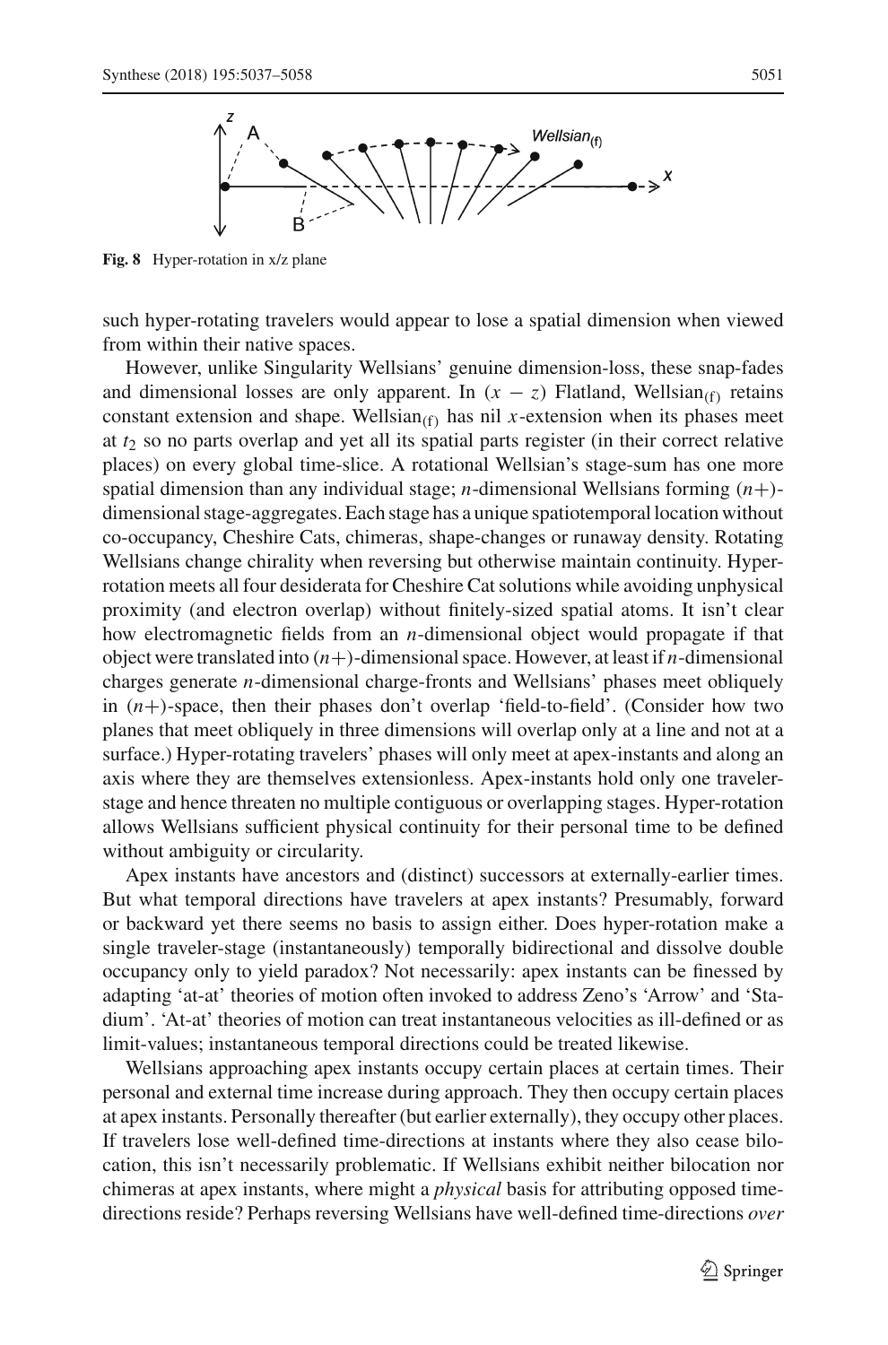**Fig. 8** Hyper-rotation in x/z plane

such hyper-rotating travelers would appear to lose a spatial dimension when viewed from within their native spaces.

However, unlike Singularity Wellsians' genuine dimension-loss, these snap-fades and dimensional losses are only apparent. In $(x - z)$ Flatland, Wellsian$_{(f)}$ retains constant extension and shape. Wellsian$_{(f)}$ has nil $x$-extension when its phases meet at $t_2$ so no parts overlap and yet all its spatial parts register (in their correct relative places) on every global time-slice. A rotational Wellsian's stage-sum has one more spatial dimension than any individual stage; $n$-dimensional Wellsians forming $(n+)$-dimensional stage-aggregates. Each stage has a unique spatiotemporal location without co-occupancy, Cheshire Cats, chimeras, shape-changes or runaway density. Rotating Wellsians change chirality when reversing but otherwise maintain continuity. Hyper-rotation meets all four desiderata for Cheshire Cat solutions while avoiding unphysical proximity (and electron overlap) without finitely-sized spatial atoms. It isn't clear how electromagnetic fields from an $n$-dimensional object would propagate if that object were translated into $(n+)$-dimensional space. However, at least if $n$-dimensional charges generate $n$-dimensional charge-fronts and Wellsians' phases meet obliquely in $(n+)$-space, then their phases don't overlap 'field-to-field'. (Consider how two planes that meet obliquely in three dimensions will overlap only at a line and not at a surface.) Hyper-rotating travelers' phases will only meet at apex-instants and along an axis where they are themselves extensionless. Apex-instants hold only one traveler-stage and hence threaten no multiple contiguous or overlapping stages. Hyper-rotation allows Wellsians sufficient physical continuity for their personal time to be defined without ambiguity or circularity.

Apex instants have ancestors and (distinct) successors at externally-earlier times. But what temporal directions have travelers at apex instants? Presumably, forward or backward yet there seems no basis to assign either. Does hyper-rotation make a single traveler-stage (instantaneously) temporally bidirectional and dissolve double occupancy only to yield paradox? Not necessarily: apex instants can be finessed by adapting 'at-at' theories of motion often invoked to address Zeno's 'Arrow' and 'Stadium'. 'At-at' theories of motion can treat instantaneous velocities as ill-defined or as limit-values; instantaneous temporal directions could be treated likewise.

Wellsians approaching apex instants occupy certain places at certain times. Their personal and external time increase during approach. They then occupy certain places at apex instants. Personally thereafter (but earlier externally), they occupy other places. If travelers lose well-defined time-directions at instants where they also cease bilocation, this isn't necessarily problematic. If Wellsians exhibit neither bilocation nor chimeras at apex instants, where might a *physical* basis for attributing opposed time-directions reside? Perhaps reversing Wellsians have well-defined time-directions *over*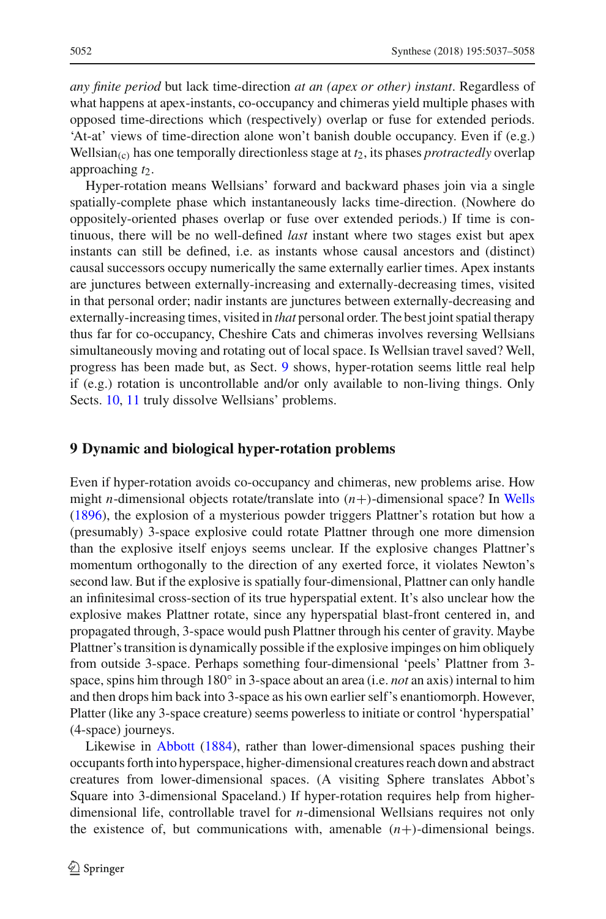*any finite period* but lack time-direction *at an (apex or other) instant*. Regardless of what happens at apex-instants, co-occupancy and chimeras yield multiple phases with opposed time-directions which (respectively) overlap or fuse for extended periods. 'At-at' views of time-direction alone won't banish double occupancy. Even if (e.g.) Wellsian$_{(c)}$ has one temporally directionless stage at $t_2$, its phases *protractedly* overlap approaching $t_2$.

Hyper-rotation means Wellsians' forward and backward phases join via a single spatially-complete phase which instantaneously lacks time-direction. (Nowhere do oppositely-oriented phases overlap or fuse over extended periods.) If time is continuous, there will be no well-defined *last* instant where two stages exist but apex instants can still be defined, i.e. as instants whose causal ancestors and (distinct) causal successors occupy numerically the same externally earlier times. Apex instants are junctures between externally-increasing and externally-decreasing times, visited in that personal order; nadir instants are junctures between externally-decreasing and externally-increasing times, visited in *that* personal order. The best joint spatial therapy thus far for co-occupancy, Cheshire Cats and chimeras involves reversing Wellsians simultaneously moving and rotating out of local space. Is Wellsian travel saved? Well, progress has been made but, as Sect. 9 shows, hyper-rotation seems little real help if (e.g.) rotation is uncontrollable and/or only available to non-living things. Only Sects. 10, 11 truly dissolve Wellsians' problems.

## 9 Dynamic and biological hyper-rotation problems

Even if hyper-rotation avoids co-occupancy and chimeras, new problems arise. How might $n$-dimensional objects rotate/translate into $(n+)$-dimensional space? In Wells (1896), the explosion of a mysterious powder triggers Plattner's rotation but how a (presumably) 3-space explosive could rotate Plattner through one more dimension than the explosive itself enjoys seems unclear. If the explosive changes Plattner's momentum orthogonally to the direction of any exerted force, it violates Newton's second law. But if the explosive is spatially four-dimensional, Plattner can only handle an infinitesimal cross-section of its true hyperspatial extent. It's also unclear how the explosive makes Plattner rotate, since any hyperspatial blast-front centered in, and propagated through, 3-space would push Plattner through his center of gravity. Maybe Plattner's transition is dynamically possible if the explosive impinges on him obliquely from outside 3-space. Perhaps something four-dimensional 'peels' Plattner from 3-space, spins him through 180° in 3-space about an area (i.e. *not* an axis) internal to him and then drops him back into 3-space as his own earlier self's enantiomorph. However, Platter (like any 3-space creature) seems powerless to initiate or control 'hyperspatial' (4-space) journeys.

Likewise in Abbott (1884), rather than lower-dimensional spaces pushing their occupants forth into hyperspace, higher-dimensional creatures reach down and abstract creatures from lower-dimensional spaces. (A visiting Sphere translates Abbot's Square into 3-dimensional Spaceland.) If hyper-rotation requires help from higher-dimensional life, controllable travel for $n$-dimensional Wellsians requires not only the existence of, but communications with, amenable $(n+)$-dimensional beings.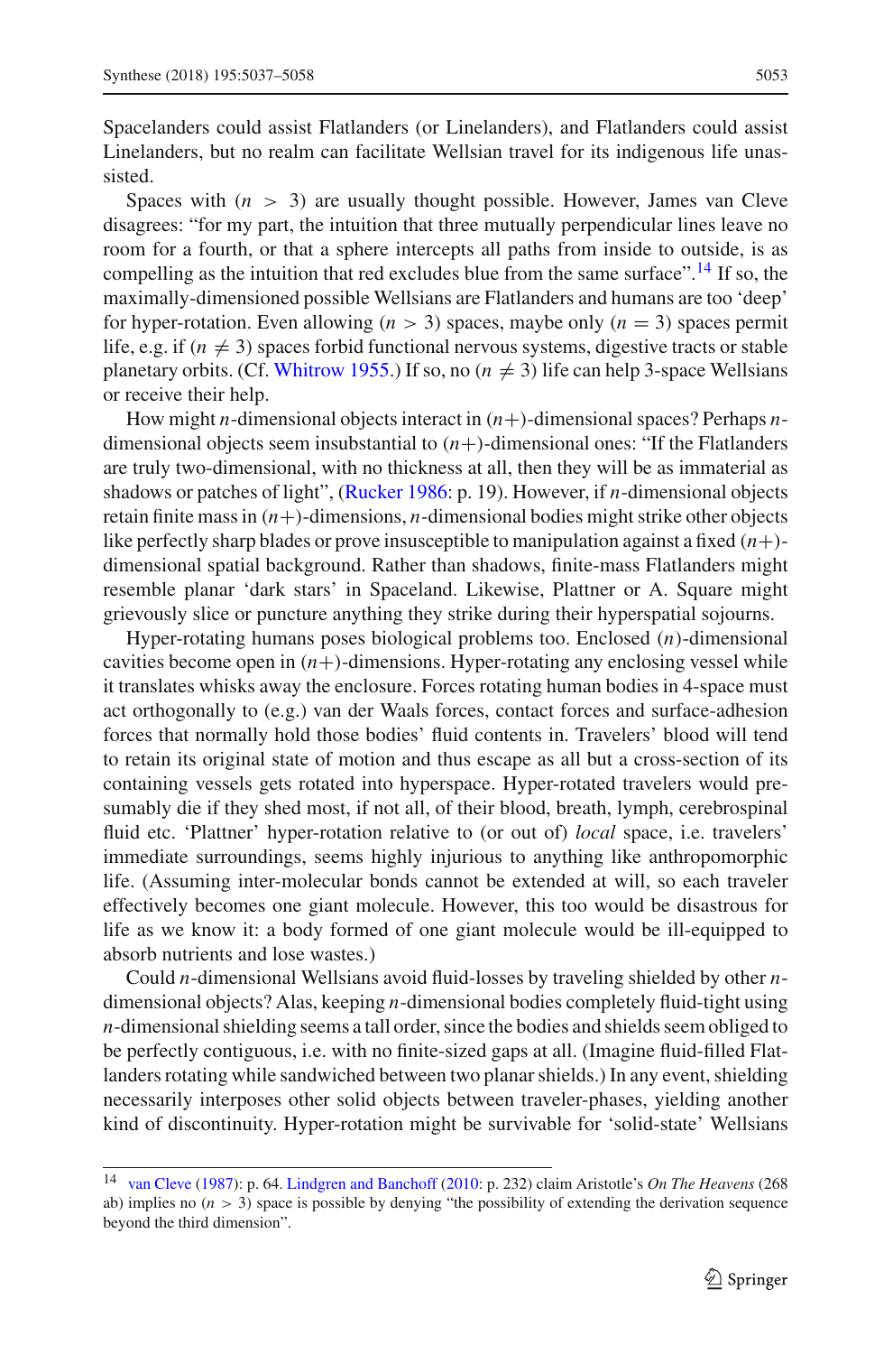Spacelanders could assist Flatlanders (or Linelanders), and Flatlanders could assist Linelanders, but no realm can facilitate Wellsian travel for its indigenous life unassisted.

Spaces with $(n > 3)$ are usually thought possible. However, James van Cleve disagrees: "for my part, the intuition that three mutually perpendicular lines leave no room for a fourth, or that a sphere intercepts all paths from inside to outside, is as compelling as the intuition that red excludes blue from the same surface".[14] If so, the maximally-dimensioned possible Wellsians are Flatlanders and humans are too 'deep' for hyper-rotation. Even allowing $(n > 3)$ spaces, maybe only $(n = 3)$ spaces permit life, e.g. if $(n \neq 3)$ spaces forbid functional nervous systems, digestive tracts or stable planetary orbits. (Cf. Whitrow 1955.) If so, no $(n \neq 3)$ life can help 3-space Wellsians or receive their help.

How might $n$-dimensional objects interact in $(n+)$-dimensional spaces? Perhaps $n$-dimensional objects seem insubstantial to $(n+)$-dimensional ones: "If the Flatlanders are truly two-dimensional, with no thickness at all, then they will be as immaterial as shadows or patches of light", (Rucker 1986: p. 19). However, if $n$-dimensional objects retain finite mass in $(n+)$-dimensions, $n$-dimensional bodies might strike other objects like perfectly sharp blades or prove insusceptible to manipulation against a fixed $(n+)$-dimensional spatial background. Rather than shadows, finite-mass Flatlanders might resemble planar 'dark stars' in Spaceland. Likewise, Plattner or A. Square might grievously slice or puncture anything they strike during their hyperspatial sojourns.

Hyper-rotating humans poses biological problems too. Enclosed $(n)$-dimensional cavities become open in $(n+)$-dimensions. Hyper-rotating any enclosing vessel while it translates whisks away the enclosure. Forces rotating human bodies in 4-space must act orthogonally to (e.g.) van der Waals forces, contact forces and surface-adhesion forces that normally hold those bodies' fluid contents in. Travelers' blood will tend to retain its original state of motion and thus escape as all but a cross-section of its containing vessels gets rotated into hyperspace. Hyper-rotated travelers would presumably die if they shed most, if not all, of their blood, breath, lymph, cerebrospinal fluid etc. 'Plattner' hyper-rotation relative to (or out of) *local* space, i.e. travelers' immediate surroundings, seems highly injurious to anything like anthropomorphic life. (Assuming inter-molecular bonds cannot be extended at will, so each traveler effectively becomes one giant molecule. However, this too would be disastrous for life as we know it: a body formed of one giant molecule would be ill-equipped to absorb nutrients and lose wastes.)

Could $n$-dimensional Wellsians avoid fluid-losses by traveling shielded by other $n$-dimensional objects? Alas, keeping $n$-dimensional bodies completely fluid-tight using $n$-dimensional shielding seems a tall order, since the bodies and shields seem obliged to be perfectly contiguous, i.e. with no finite-sized gaps at all. (Imagine fluid-filled Flatlanders rotating while sandwiched between two planar shields.) In any event, shielding necessarily interposes other solid objects between traveler-phases, yielding another kind of discontinuity. Hyper-rotation might be survivable for 'solid-state' Wellsians

---

[14] van Cleve (1987): p. 64. Lindgren and Banchoff (2010: p. 232) claim Aristotle's *On The Heavens* (268 ab) implies no $(n > 3)$ space is possible by denying "the possibility of extending the derivation sequence beyond the third dimension".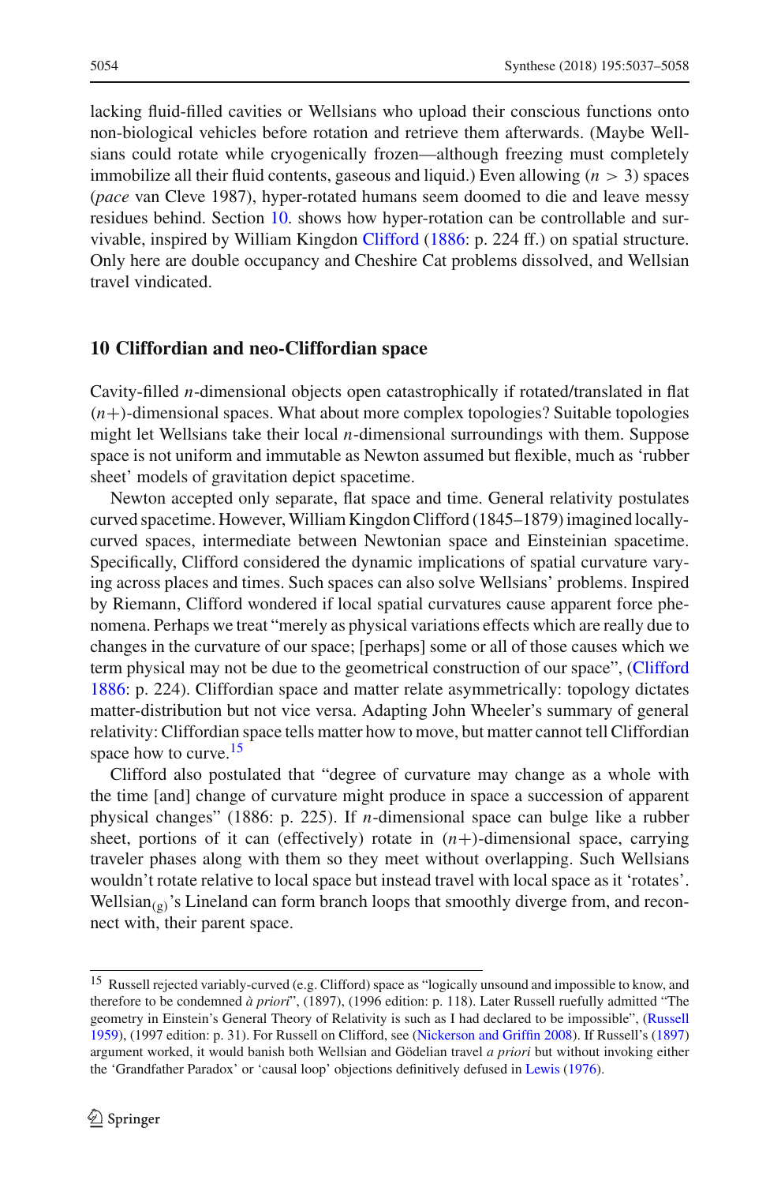lacking fluid-filled cavities or Wellsians who upload their conscious functions onto non-biological vehicles before rotation and retrieve them afterwards. (Maybe Wellsians could rotate while cryogenically frozen—although freezing must completely immobilize all their fluid contents, gaseous and liquid.) Even allowing ($n > 3$) spaces (*pace* van Cleve 1987), hyper-rotated humans seem doomed to die and leave messy residues behind. Section 10. shows how hyper-rotation can be controllable and survivable, inspired by William Kingdon Clifford (1886: p. 224 ff.) on spatial structure. Only here are double occupancy and Cheshire Cat problems dissolved, and Wellsian travel vindicated.

## 10 Cliffordian and neo-Cliffordian space

Cavity-filled $n$-dimensional objects open catastrophically if rotated/translated in flat ($n+$)-dimensional spaces. What about more complex topologies? Suitable topologies might let Wellsians take their local $n$-dimensional surroundings with them. Suppose space is not uniform and immutable as Newton assumed but flexible, much as 'rubber sheet' models of gravitation depict spacetime.

Newton accepted only separate, flat space and time. General relativity postulates curved spacetime. However, William Kingdon Clifford (1845–1879) imagined locally-curved spaces, intermediate between Newtonian space and Einsteinian spacetime. Specifically, Clifford considered the dynamic implications of spatial curvature varying across places and times. Such spaces can also solve Wellsians' problems. Inspired by Riemann, Clifford wondered if local spatial curvatures cause apparent force phenomena. Perhaps we treat "merely as physical variations effects which are really due to changes in the curvature of our space; [perhaps] some or all of those causes which we term physical may not be due to the geometrical construction of our space", (Clifford 1886: p. 224). Cliffordian space and matter relate asymmetrically: topology dictates matter-distribution but not vice versa. Adapting John Wheeler's summary of general relativity: Cliffordian space tells matter how to move, but matter cannot tell Cliffordian space how to curve.[15]

Clifford also postulated that "degree of curvature may change as a whole with the time [and] change of curvature might produce in space a succession of apparent physical changes" (1886: p. 225). If $n$-dimensional space can bulge like a rubber sheet, portions of it can (effectively) rotate in ($n+$)-dimensional space, carrying traveler phases along with them so they meet without overlapping. Such Wellsians wouldn't rotate relative to local space but instead travel with local space as it 'rotates'. $\text{Wellsian}_{(g)}$'s Lineland can form branch loops that smoothly diverge from, and reconnect with, their parent space.

[15] Russell rejected variably-curved (e.g. Clifford) space as "logically unsound and impossible to know, and therefore to be condemned *à priori*", (1897), (1996 edition: p. 118). Later Russell ruefully admitted "The geometry in Einstein's General Theory of Relativity is such as I had declared to be impossible", (Russell 1959), (1997 edition: p. 31). For Russell on Clifford, see (Nickerson and Griffin 2008). If Russell's (1897) argument worked, it would banish both Wellsian and Gödelian travel *a priori* but without invoking either the 'Grandfather Paradox' or 'causal loop' objections definitively defused in Lewis (1976).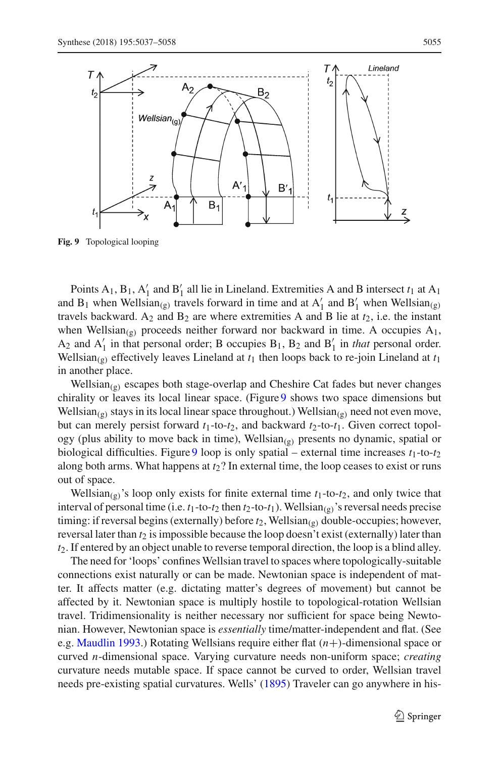Fig. 9 Topological looping

Points $A_1$, $B_1$, $A'_1$ and $B'_1$ all lie in Lineland. Extremities A and B intersect $t_1$ at $A_1$ and $B_1$ when Wellsian$_{(g)}$ travels forward in time and at $A'_1$ and $B'_1$ when Wellsian$_{(g)}$ travels backward. $A_2$ and $B_2$ are where extremities A and B lie at $t_2$, i.e. the instant when Wellsian$_{(g)}$ proceeds neither forward nor backward in time. A occupies $A_1$, $A_2$ and $A'_1$ in that personal order; B occupies $B_1$, $B_2$ and $B'_1$ in *that* personal order. Wellsian$_{(g)}$ effectively leaves Lineland at $t_1$ then loops back to re-join Lineland at $t_1$ in another place.

Wellsian$_{(g)}$ escapes both stage-overlap and Cheshire Cat fades but never changes chirality or leaves its local linear space. (Figure 9 shows two space dimensions but Wellsian$_{(g)}$ stays in its local linear space throughout.) Wellsian$_{(g)}$ need not even move, but can merely persist forward $t_1$-to-$t_2$, and backward $t_2$-to-$t_1$. Given correct topology (plus ability to move back in time), Wellsian$_{(g)}$ presents no dynamic, spatial or biological difficulties. Figure 9 loop is only spatial – external time increases $t_1$-to-$t_2$ along both arms. What happens at $t_2$? In external time, the loop ceases to exist or runs out of space.

Wellsian$_{(g)}$'s loop only exists for finite external time $t_1$-to-$t_2$, and only twice that interval of personal time (i.e. $t_1$-to-$t_2$ then $t_2$-to-$t_1$). Wellsian$_{(g)}$'s reversal needs precise timing: if reversal begins (externally) before $t_2$, Wellsian$_{(g)}$ double-occupies; however, reversal later than $t_2$ is impossible because the loop doesn't exist (externally) later than $t_2$. If entered by an object unable to reverse temporal direction, the loop is a blind alley.

The need for 'loops' confines Wellsian travel to spaces where topologically-suitable connections exist naturally or can be made. Newtonian space is independent of matter. It affects matter (e.g. dictating matter's degrees of movement) but cannot be affected by it. Newtonian space is multiply hostile to topological-rotation Wellsian travel. Tridimensionality is neither necessary nor sufficient for space being Newtonian. However, Newtonian space is *essentially* time/matter-independent and flat. (See e.g. Maudlin 1993.) Rotating Wellsians require either flat ($n+$)-dimensional space or curved $n$-dimensional space. Varying curvature needs non-uniform space; *creating* curvature needs mutable space. If space cannot be curved to order, Wellsian travel needs pre-existing spatial curvatures. Wells' (1895) Traveler can go anywhere in his-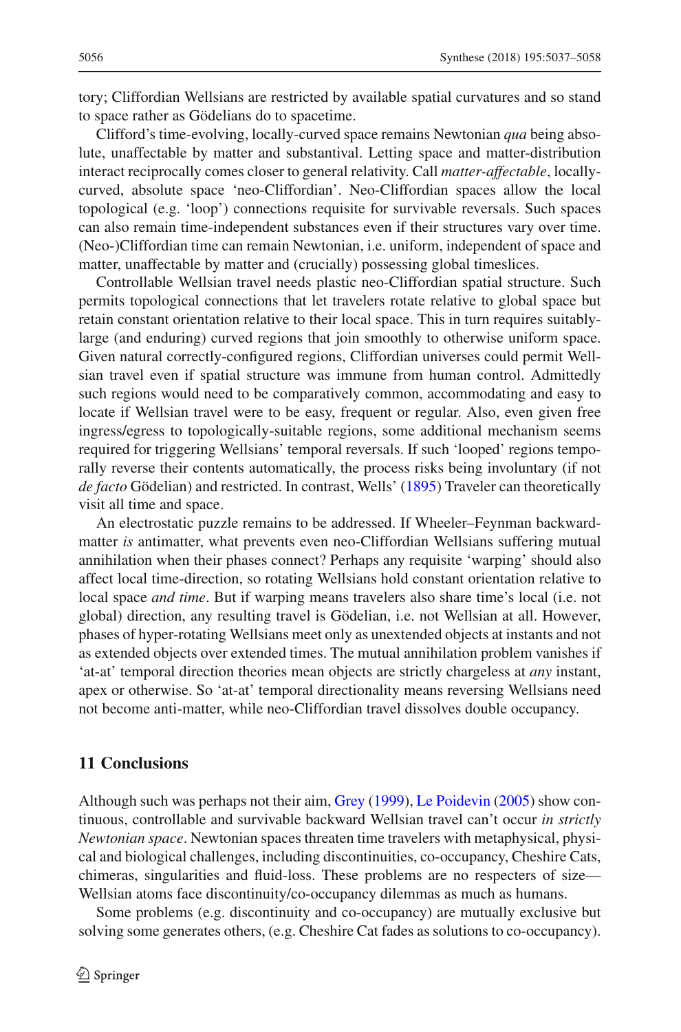tory; Cliffordian Wellsians are restricted by available spatial curvatures and so stand to space rather as Gödelians do to spacetime.

Clifford's time-evolving, locally-curved space remains Newtonian *qua* being absolute, unaffectable by matter and substantival. Letting space and matter-distribution interact reciprocally comes closer to general relativity. Call *matter-affectable*, locally-curved, absolute space 'neo-Cliffordian'. Neo-Cliffordian spaces allow the local topological (e.g. 'loop') connections requisite for survivable reversals. Such spaces can also remain time-independent substances even if their structures vary over time. (Neo-)Cliffordian time can remain Newtonian, i.e. uniform, independent of space and matter, unaffectable by matter and (crucially) possessing global timeslices.

Controllable Wellsian travel needs plastic neo-Cliffordian spatial structure. Such permits topological connections that let travelers rotate relative to global space but retain constant orientation relative to their local space. This in turn requires suitably-large (and enduring) curved regions that join smoothly to otherwise uniform space. Given natural correctly-configured regions, Cliffordian universes could permit Wellsian travel even if spatial structure was immune from human control. Admittedly such regions would need to be comparatively common, accommodating and easy to locate if Wellsian travel were to be easy, frequent or regular. Also, even given free ingress/egress to topologically-suitable regions, some additional mechanism seems required for triggering Wellsians' temporal reversals. If such 'looped' regions temporally reverse their contents automatically, the process risks being involuntary (if not *de facto* Gödelian) and restricted. In contrast, Wells' (1895) Traveler can theoretically visit all time and space.

An electrostatic puzzle remains to be addressed. If Wheeler–Feynman backward-matter *is* antimatter, what prevents even neo-Cliffordian Wellsians suffering mutual annihilation when their phases connect? Perhaps any requisite 'warping' should also affect local time-direction, so rotating Wellsians hold constant orientation relative to local space *and time*. But if warping means travelers also share time's local (i.e. not global) direction, any resulting travel is Gödelian, i.e. not Wellsian at all. However, phases of hyper-rotating Wellsians meet only as unextended objects at instants and not as extended objects over extended times. The mutual annihilation problem vanishes if 'at-at' temporal direction theories mean objects are strictly chargeless at *any* instant, apex or otherwise. So 'at-at' temporal directionality means reversing Wellsians need not become anti-matter, while neo-Cliffordian travel dissolves double occupancy.

## 11 Conclusions

Although such was perhaps not their aim, Grey (1999), Le Poidevin (2005) show continuous, controllable and survivable backward Wellsian travel can't occur *in strictly Newtonian space*. Newtonian spaces threaten time travelers with metaphysical, physical and biological challenges, including discontinuities, co-occupancy, Cheshire Cats, chimeras, singularities and fluid-loss. These problems are no respecters of size—Wellsian atoms face discontinuity/co-occupancy dilemmas as much as humans.

Some problems (e.g. discontinuity and co-occupancy) are mutually exclusive but solving some generates others, (e.g. Cheshire Cat fades as solutions to co-occupancy).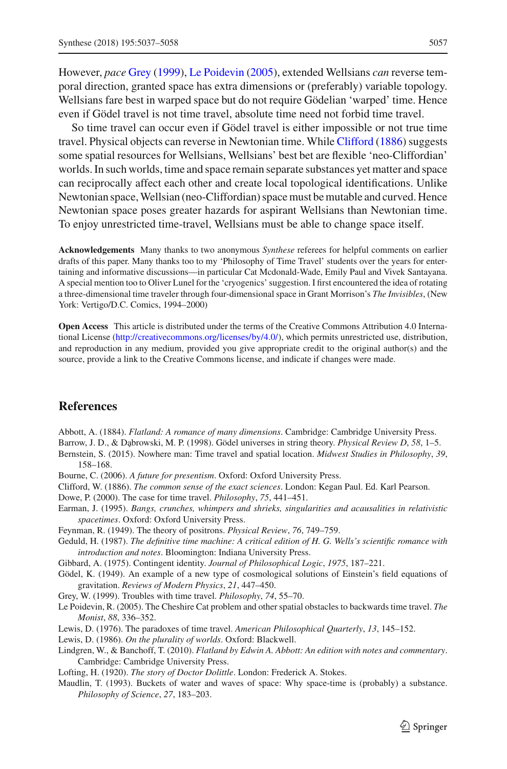However, *pace* Grey (1999), Le Poidevin (2005), extended Wellsians *can* reverse temporal direction, granted space has extra dimensions or (preferably) variable topology. Wellsians fare best in warped space but do not require Gödelian 'warped' time. Hence even if Gödel travel is not time travel, absolute time need not forbid time travel.

So time travel can occur even if Gödel travel is either impossible or not true time travel. Physical objects can reverse in Newtonian time. While Clifford (1886) suggests some spatial resources for Wellsians, Wellsians' best bet are flexible 'neo-Cliffordian' worlds. In such worlds, time and space remain separate substances yet matter and space can reciprocally affect each other and create local topological identifications. Unlike Newtonian space, Wellsian (neo-Cliffordian) space must be mutable and curved. Hence Newtonian space poses greater hazards for aspirant Wellsians than Newtonian time. To enjoy unrestricted time-travel, Wellsians must be able to change space itself.

**Acknowledgements** Many thanks to two anonymous *Synthese* referees for helpful comments on earlier drafts of this paper. Many thanks too to my 'Philosophy of Time Travel' students over the years for entertaining and informative discussions—in particular Cat Mcdonald-Wade, Emily Paul and Vivek Santayana. A special mention too to Oliver Lunel for the 'cryogenics' suggestion. I first encountered the idea of rotating a three-dimensional time traveler through four-dimensional space in Grant Morrison's *The Invisibles*, (New York: Vertigo/D.C. Comics, 1994–2000)

**Open Access** This article is distributed under the terms of the Creative Commons Attribution 4.0 International License (http://creativecommons.org/licenses/by/4.0/), which permits unrestricted use, distribution, and reproduction in any medium, provided you give appropriate credit to the original author(s) and the source, provide a link to the Creative Commons license, and indicate if changes were made.

## References

Abbott, A. (1884). *Flatland: A romance of many dimensions*. Cambridge: Cambridge University Press.

Barrow, J. D., & Dąbrowski, M. P. (1998). Gödel universes in string theory. *Physical Review D*, *58*, 1–5.

Bernstein, S. (2015). Nowhere man: Time travel and spatial location. *Midwest Studies in Philosophy*, *39*, 158–168.

Bourne, C. (2006). *A future for presentism*. Oxford: Oxford University Press.

Clifford, W. (1886). *The common sense of the exact sciences*. London: Kegan Paul. Ed. Karl Pearson.

Dowe, P. (2000). The case for time travel. *Philosophy*, *75*, 441–451.

Earman, J. (1995). *Bangs, crunches, whimpers and shrieks, singularities and acausalities in relativistic spacetimes*. Oxford: Oxford University Press.

Feynman, R. (1949). The theory of positrons. *Physical Review*, *76*, 749–759.

Geduld, H. (1987). *The definitive time machine: A critical edition of H. G. Wells's scientific romance with introduction and notes*. Bloomington: Indiana University Press.

Gibbard, A. (1975). Contingent identity. *Journal of Philosophical Logic*, *1975*, 187–221.

Gödel, K. (1949). An example of a new type of cosmological solutions of Einstein's field equations of gravitation. *Reviews of Modern Physics*, *21*, 447–450.

Grey, W. (1999). Troubles with time travel. *Philosophy*, *74*, 55–70.

Le Poidevin, R. (2005). The Cheshire Cat problem and other spatial obstacles to backwards time travel. *The Monist*, *88*, 336–352.

Lewis, D. (1976). The paradoxes of time travel. *American Philosophical Quarterly*, *13*, 145–152.

Lewis, D. (1986). *On the plurality of worlds*. Oxford: Blackwell.

Lindgren, W., & Banchoff, T. (2010). *Flatland by Edwin A. Abbott: An edition with notes and commentary*. Cambridge: Cambridge University Press.

Lofting, H. (1920). *The story of Doctor Dolittle*. London: Frederick A. Stokes.

Maudlin, T. (1993). Buckets of water and waves of space: Why space-time is (probably) a substance. *Philosophy of Science*, *27*, 183–203.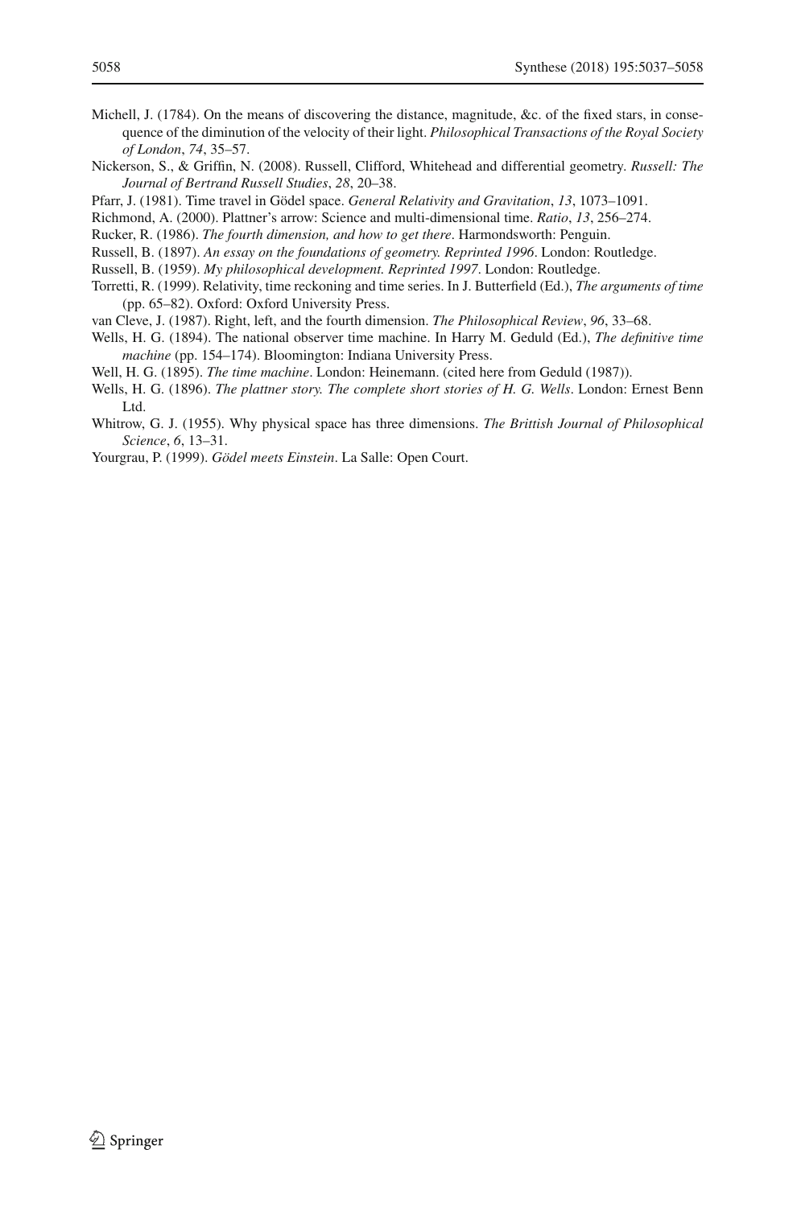Michell, J. (1784). On the means of discovering the distance, magnitude, &c. of the fixed stars, in consequence of the diminution of the velocity of their light. *Philosophical Transactions of the Royal Society of London*, *74*, 35–57.

Nickerson, S., & Griffin, N. (2008). Russell, Clifford, Whitehead and differential geometry. *Russell: The Journal of Bertrand Russell Studies*, *28*, 20–38.

Pfarr, J. (1981). Time travel in Gödel space. *General Relativity and Gravitation*, *13*, 1073–1091.

Richmond, A. (2000). Plattner's arrow: Science and multi-dimensional time. *Ratio*, *13*, 256–274.

Rucker, R. (1986). *The fourth dimension, and how to get there*. Harmondsworth: Penguin.

Russell, B. (1897). *An essay on the foundations of geometry. Reprinted 1996*. London: Routledge.

Russell, B. (1959). *My philosophical development. Reprinted 1997*. London: Routledge.

Torretti, R. (1999). Relativity, time reckoning and time series. In J. Butterfield (Ed.), *The arguments of time* (pp. 65–82). Oxford: Oxford University Press.

van Cleve, J. (1987). Right, left, and the fourth dimension. *The Philosophical Review*, *96*, 33–68.

Wells, H. G. (1894). The national observer time machine. In Harry M. Geduld (Ed.), *The definitive time machine* (pp. 154–174). Bloomington: Indiana University Press.

Well, H. G. (1895). *The time machine*. London: Heinemann. (cited here from Geduld (1987)).

Wells, H. G. (1896). *The plattner story. The complete short stories of H. G. Wells*. London: Ernest Benn Ltd.

Whitrow, G. J. (1955). Why physical space has three dimensions. *The Brittish Journal of Philosophical Science*, *6*, 13–31.

Yourgrau, P. (1999). *Gödel meets Einstein*. La Salle: Open Court.